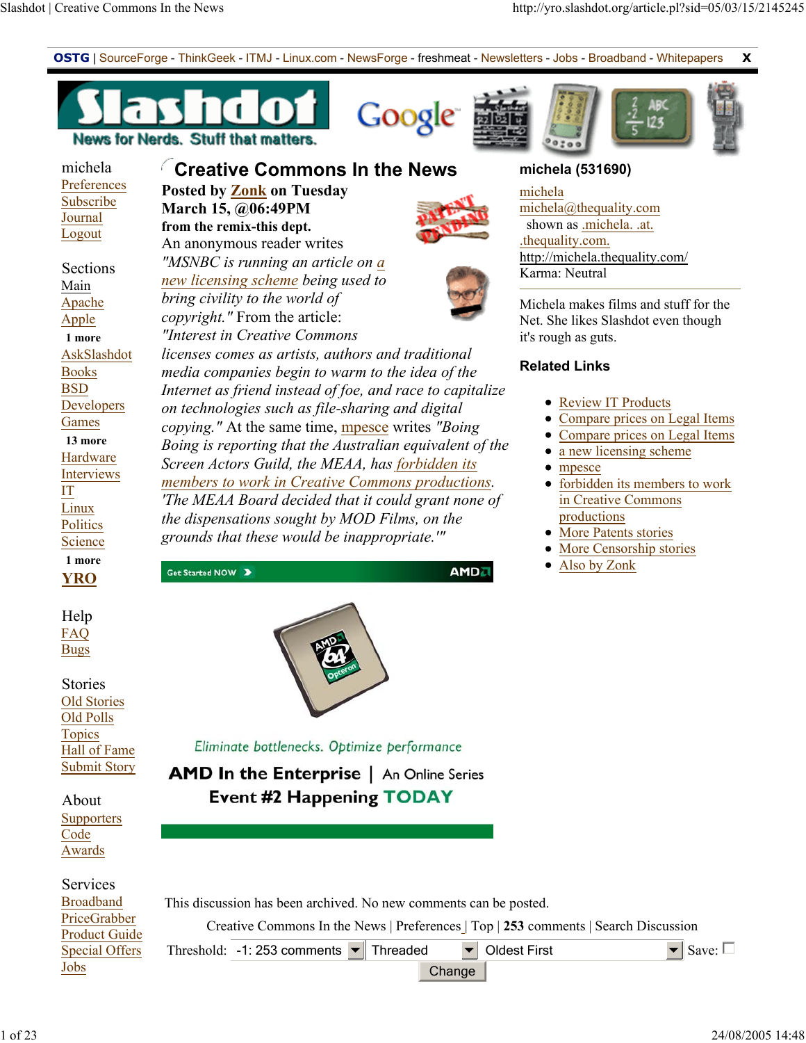OSTG | SourceForge - ThinkGeek - ITMJ - Linux.com - NewsForge - freshmeat - Newsletters - Jobs - Broadband - Whitepapers X

michela
Preferences
Subscribe
Journal
Logout

Sections
Main
Apache
Apple
1 more
AskSlashdot
Books
BSD
Developers
Games
13 more
Hardware
Interviews
IT
Linux
Politics
Science
1 more
YRO

Help
FAQ
Bugs

Stories
Old Stories
Old Polls
Topics
Hall of Fame
Submit Story

About
Supporters
Code
Awards

Services
Broadband
PriceGrabber
Product Guide
Special Offers
Jobs

# Creative Commons In the News

**Posted by Zonk on Tuesday March 15, @06:49PM**
**from the remix-this dept.**

An anonymous reader writes *"MSNBC is running an article on a new licensing scheme being used to bring civility to the world of copyright."* From the article: *"Interest in Creative Commons licenses comes as artists, authors and traditional media companies begin to warm to the idea of the Internet as friend instead of foe, and race to capitalize on technologies such as file-sharing and digital copying."* At the same time, mpesce writes *"Boing Boing is reporting that the Australian equivalent of the Screen Actors Guild, the MEAA, has forbidden its members to work in Creative Commons productions. 'The MEAA Board decided that it could grant none of the dispensations sought by MOD Films, on the grounds that these would be inappropriate.'"*

Get Started NOW AMD

Eliminate bottlenecks. Optimize performance

AMD In the Enterprise | An Online Series

Event #2 Happening TODAY

**michela (531690)**

michela
michela@thequality.com
shown as .michela. .at. .thequality.com.
http://michela.thequality.com/
Karma: Neutral

Michela makes films and stuff for the Net. She likes Slashdot even though it's rough as guts.

**Related Links**

- Review IT Products
- Compare prices on Legal Items
- Compare prices on Legal Items
- a new licensing scheme
- mpesce
- forbidden its members to work in Creative Commons productions
- More Patents stories
- More Censorship stories
- Also by Zonk

This discussion has been archived. No new comments can be posted.

Creative Commons In the News | Preferences | Top | **253** comments | Search Discussion

Threshold: -1: 253 comments | Threaded | Oldest First | Save:

Change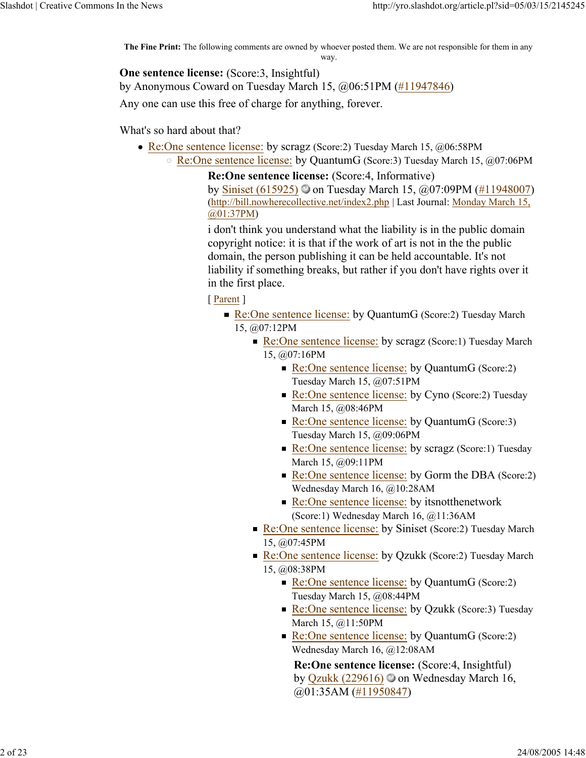**The Fine Print:** The following comments are owned by whoever posted them. We are not responsible for them in any way.

**One sentence license:** (Score:3, Insightful)
by Anonymous Coward on Tuesday March 15, @06:51PM (#11947846)

Any one can use this free of charge for anything, forever.

What's so hard about that?

- Re:One sentence license: by scragz (Score:2) Tuesday March 15, @06:58PM
  - Re:One sentence license: by QuantumG (Score:3) Tuesday March 15, @07:06PM

**Re:One sentence license:** (Score:4, Informative)
by Siniset (615925) on Tuesday March 15, @07:09PM (#11948007)
(http://bill.nowherecollective.net/index2.php | Last Journal: Monday March 15, @01:37PM)

i don't think you understand what the liability is in the public domain copyright notice: it is that if the work of art is not in the the public domain, the person publishing it can be held accountable. It's not liability if something breaks, but rather if you don't have rights over it in the first place.

[ Parent ]

- Re:One sentence license: by QuantumG (Score:2) Tuesday March 15, @07:12PM
  - Re:One sentence license: by scragz (Score:1) Tuesday March 15, @07:16PM
    - Re:One sentence license: by QuantumG (Score:2) Tuesday March 15, @07:51PM
    - Re:One sentence license: by Cyno (Score:2) Tuesday March 15, @08:46PM
    - Re:One sentence license: by QuantumG (Score:3) Tuesday March 15, @09:06PM
    - Re:One sentence license: by scragz (Score:1) Tuesday March 15, @09:11PM
    - Re:One sentence license: by Gorm the DBA (Score:2) Wednesday March 16, @10:28AM
    - Re:One sentence license: by itsnotthenetwork (Score:1) Wednesday March 16, @11:36AM
  - Re:One sentence license: by Siniset (Score:2) Tuesday March 15, @07:45PM
  - Re:One sentence license: by Qzukk (Score:2) Tuesday March 15, @08:38PM
    - Re:One sentence license: by QuantumG (Score:2) Tuesday March 15, @08:44PM
    - Re:One sentence license: by Qzukk (Score:3) Tuesday March 15, @11:50PM
    - Re:One sentence license: by QuantumG (Score:2) Wednesday March 16, @12:08AM

**Re:One sentence license:** (Score:4, Insightful)
by Qzukk (229616) on Wednesday March 16, @01:35AM (#11950847)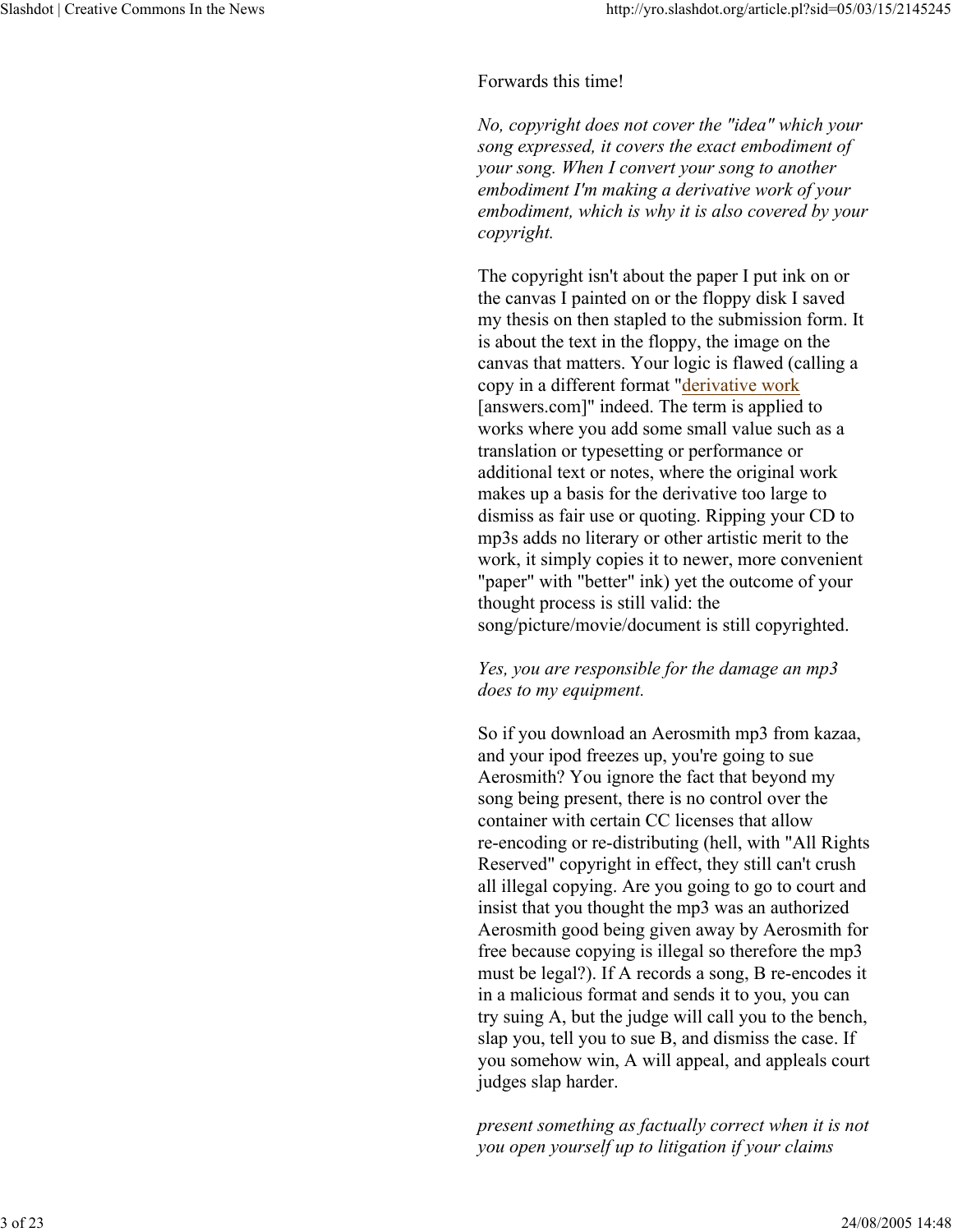Forwards this time!

*No, copyright does not cover the "idea" which your song expressed, it covers the exact embodiment of your song. When I convert your song to another embodiment I'm making a derivative work of your embodiment, which is why it is also covered by your copyright.*

The copyright isn't about the paper I put ink on or the canvas I painted on or the floppy disk I saved my thesis on then stapled to the submission form. It is about the text in the floppy, the image on the canvas that matters. Your logic is flawed (calling a copy in a different format "derivative work [answers.com]" indeed. The term is applied to works where you add some small value such as a translation or typesetting or performance or additional text or notes, where the original work makes up a basis for the derivative too large to dismiss as fair use or quoting. Ripping your CD to mp3s adds no literary or other artistic merit to the work, it simply copies it to newer, more convenient "paper" with "better" ink) yet the outcome of your thought process is still valid: the song/picture/movie/document is still copyrighted.

*Yes, you are responsible for the damage an mp3 does to my equipment.*

So if you download an Aerosmith mp3 from kazaa, and your ipod freezes up, you're going to sue Aerosmith? You ignore the fact that beyond my song being present, there is no control over the container with certain CC licenses that allow re-encoding or re-distributing (hell, with "All Rights Reserved" copyright in effect, they still can't crush all illegal copying. Are you going to go to court and insist that you thought the mp3 was an authorized Aerosmith good being given away by Aerosmith for free because copying is illegal so therefore the mp3 must be legal?). If A records a song, B re-encodes it in a malicious format and sends it to you, you can try suing A, but the judge will call you to the bench, slap you, tell you to sue B, and dismiss the case. If you somehow win, A will appeal, and appleals court judges slap harder.

*present something as factually correct when it is not you open yourself up to litigation if your claims*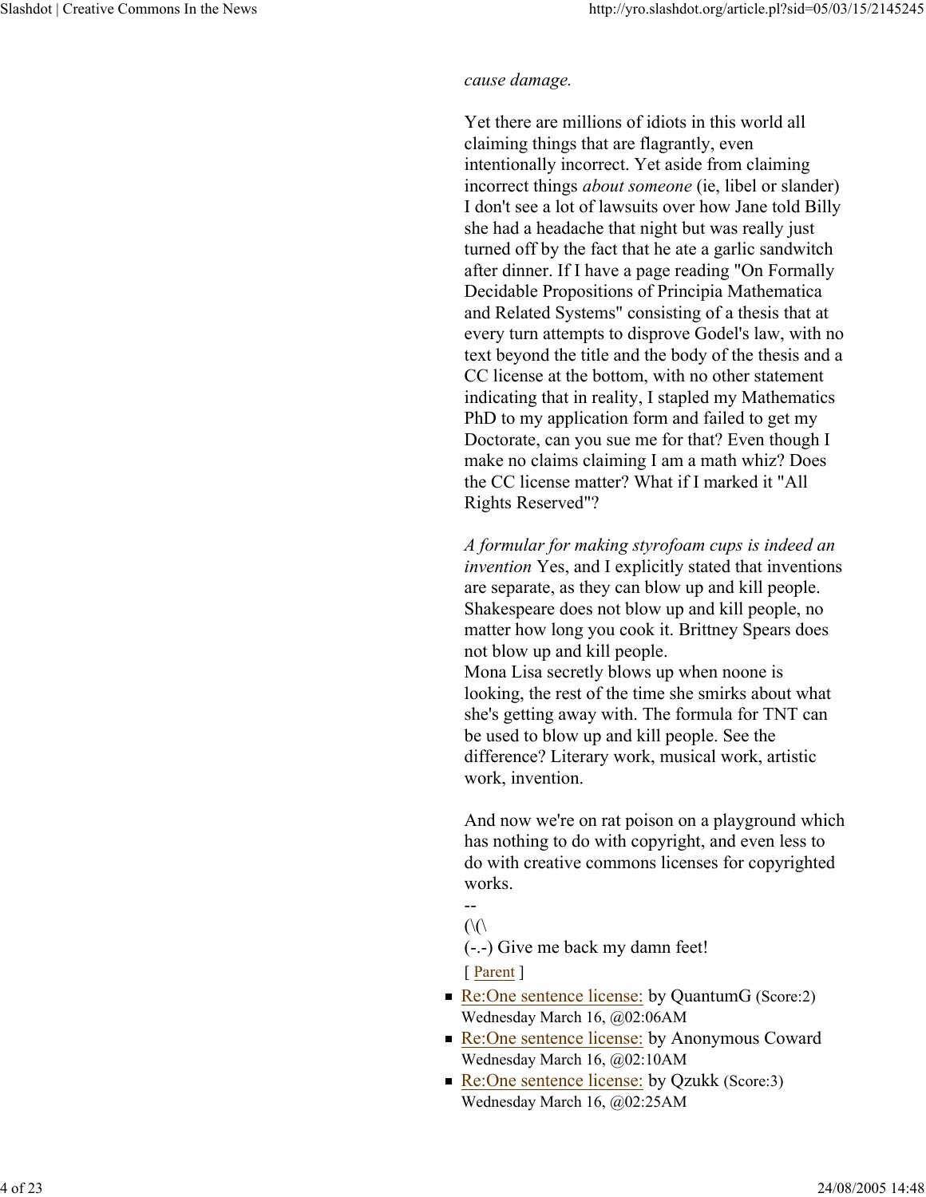*cause damage.*

Yet there are millions of idiots in this world all claiming things that are flagrantly, even intentionally incorrect. Yet aside from claiming incorrect things *about someone* (ie, libel or slander) I don't see a lot of lawsuits over how Jane told Billy she had a headache that night but was really just turned off by the fact that he ate a garlic sandwitch after dinner. If I have a page reading "On Formally Decidable Propositions of Principia Mathematica and Related Systems" consisting of a thesis that at every turn attempts to disprove Godel's law, with no text beyond the title and the body of the thesis and a CC license at the bottom, with no other statement indicating that in reality, I stapled my Mathematics PhD to my application form and failed to get my Doctorate, can you sue me for that? Even though I make no claims claiming I am a math whiz? Does the CC license matter? What if I marked it "All Rights Reserved"?

*A formular for making styrofoam cups is indeed an invention* Yes, and I explicitly stated that inventions are separate, as they can blow up and kill people. Shakespeare does not blow up and kill people, no matter how long you cook it. Brittney Spears does not blow up and kill people.
Mona Lisa secretly blows up when noone is looking, the rest of the time she smirks about what she's getting away with. The formula for TNT can be used to blow up and kill people. See the difference? Literary work, musical work, artistic work, invention.

And now we're on rat poison on a playground which has nothing to do with copyright, and even less to do with creative commons licenses for copyrighted works.

--
(\(\
(-.-) Give me back my damn feet!

[ Parent ]

- Re:One sentence license: by QuantumG (Score:2) Wednesday March 16, @02:06AM
- Re:One sentence license: by Anonymous Coward Wednesday March 16, @02:10AM
- Re:One sentence license: by Qzukk (Score:3) Wednesday March 16, @02:25AM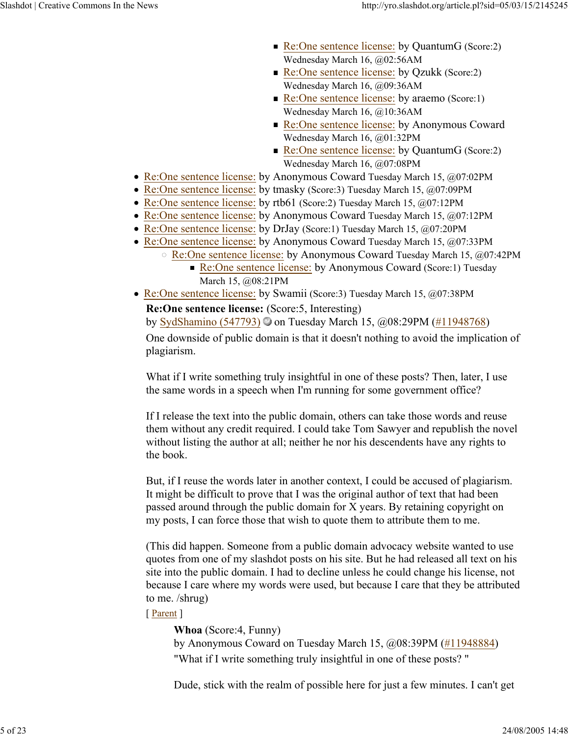- Re:One sentence license: by QuantumG (Score:2) Wednesday March 16, @02:56AM
- Re:One sentence license: by Qzukk (Score:2) Wednesday March 16, @09:36AM
- Re:One sentence license: by araemo (Score:1) Wednesday March 16, @10:36AM
- Re:One sentence license: by Anonymous Coward Wednesday March 16, @01:32PM
- Re:One sentence license: by QuantumG (Score:2) Wednesday March 16, @07:08PM

- Re:One sentence license: by Anonymous Coward Tuesday March 15, @07:02PM
- Re:One sentence license: by tmasky (Score:3) Tuesday March 15, @07:09PM
- Re:One sentence license: by rtb61 (Score:2) Tuesday March 15, @07:12PM
- Re:One sentence license: by Anonymous Coward Tuesday March 15, @07:12PM
- Re:One sentence license: by DrJay (Score:1) Tuesday March 15, @07:20PM
- Re:One sentence license: by Anonymous Coward Tuesday March 15, @07:33PM
  - Re:One sentence license: by Anonymous Coward Tuesday March 15, @07:42PM
    - Re:One sentence license: by Anonymous Coward (Score:1) Tuesday March 15, @08:21PM
- Re:One sentence license: by Swamii (Score:3) Tuesday March 15, @07:38PM

**Re:One sentence license:** (Score:5, Interesting)
by SydShamino (547793) on Tuesday March 15, @08:29PM (#11948768)

One downside of public domain is that it doesn't nothing to avoid the implication of plagiarism.

What if I write something truly insightful in one of these posts? Then, later, I use the same words in a speech when I'm running for some government office?

If I release the text into the public domain, others can take those words and reuse them without any credit required. I could take Tom Sawyer and republish the novel without listing the author at all; neither he nor his descendents have any rights to the book.

But, if I reuse the words later in another context, I could be accused of plagiarism. It might be difficult to prove that I was the original author of text that had been passed around through the public domain for X years. By retaining copyright on my posts, I can force those that wish to quote them to attribute them to me.

(This did happen. Someone from a public domain advocacy website wanted to use quotes from one of my slashdot posts on his site. But he had released all text on his site into the public domain. I had to decline unless he could change his license, not because I care where my words were used, but because I care that they be attributed to me. /shrug)

[ Parent ]

**Whoa** (Score:4, Funny)
by Anonymous Coward on Tuesday March 15, @08:39PM (#11948884)

"What if I write something truly insightful in one of these posts? "

Dude, stick with the realm of possible here for just a few minutes. I can't get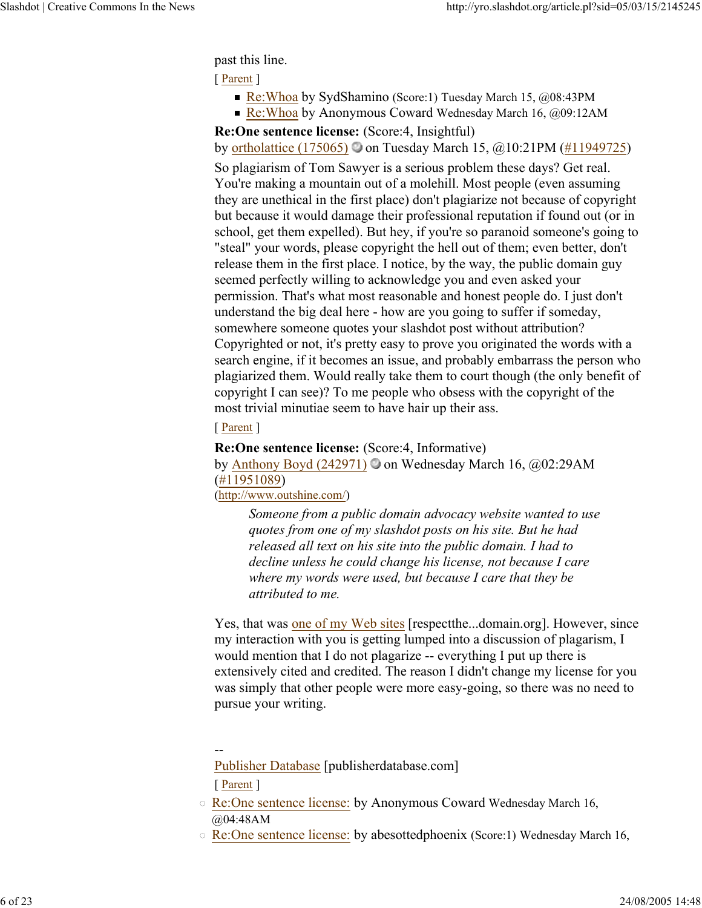past this line.

[ Parent ]

- Re:Whoa by SydShamino (Score:1) Tuesday March 15, @08:43PM
- Re:Whoa by Anonymous Coward Wednesday March 16, @09:12AM

**Re:One sentence license:** (Score:4, Insightful)
by ortholattice (175065) on Tuesday March 15, @10:21PM (#11949725)

So plagiarism of Tom Sawyer is a serious problem these days? Get real. You're making a mountain out of a molehill. Most people (even assuming they are unethical in the first place) don't plagiarize not because of copyright but because it would damage their professional reputation if found out (or in school, get them expelled). But hey, if you're so paranoid someone's going to "steal" your words, please copyright the hell out of them; even better, don't release them in the first place. I notice, by the way, the public domain guy seemed perfectly willing to acknowledge you and even asked your permission. That's what most reasonable and honest people do. I just don't understand the big deal here - how are you going to suffer if someday, somewhere someone quotes your slashdot post without attribution? Copyrighted or not, it's pretty easy to prove you originated the words with a search engine, if it becomes an issue, and probably embarrass the person who plagiarized them. Would really take them to court though (the only benefit of copyright I can see)? To me people who obsess with the copyright of the most trivial minutiae seem to have hair up their ass.

[ Parent ]

**Re:One sentence license:** (Score:4, Informative)
by Anthony Boyd (242971) on Wednesday March 16, @02:29AM (#11951089)
(http://www.outshine.com/)

> *Someone from a public domain advocacy website wanted to use quotes from one of my slashdot posts on his site. But he had released all text on his site into the public domain. I had to decline unless he could change his license, not because I care where my words were used, but because I care that they be attributed to me.*

Yes, that was one of my Web sites [respectthe...domain.org]. However, since my interaction with you is getting lumped into a discussion of plagarism, I would mention that I do not plagarize -- everything I put up there is extensively cited and credited. The reason I didn't change my license for you was simply that other people were more easy-going, so there was no need to pursue your writing.

--
Publisher Database [publisherdatabase.com]

[ Parent ]

- Re:One sentence license: by Anonymous Coward Wednesday March 16, @04:48AM
- Re:One sentence license: by abesottedphoenix (Score:1) Wednesday March 16,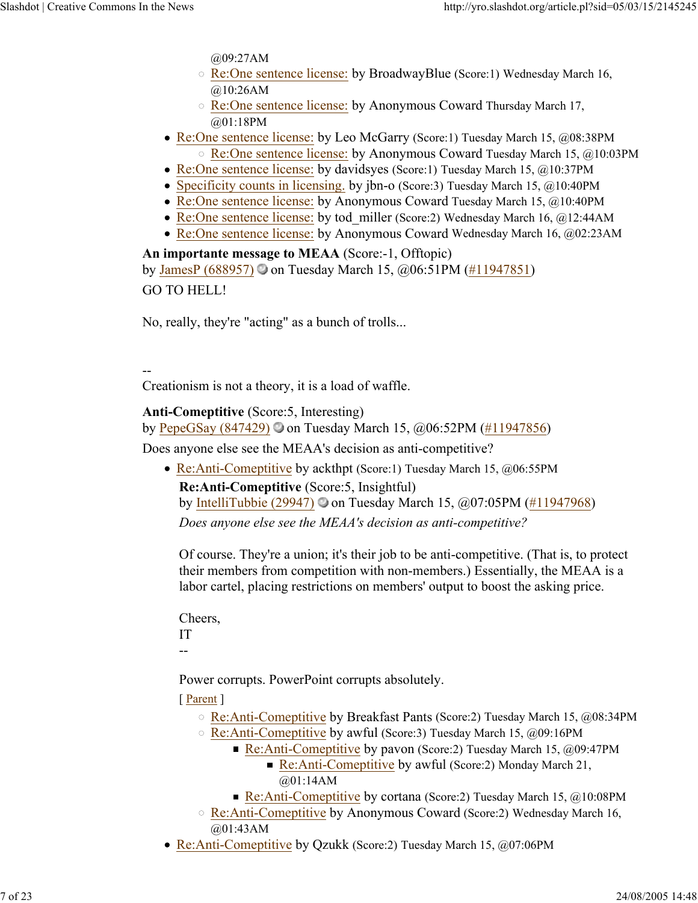@09:27AM

  - Re:One sentence license: by BroadwayBlue (Score:1) Wednesday March 16, @10:26AM
  - Re:One sentence license: by Anonymous Coward Thursday March 17, @01:18PM
- Re:One sentence license: by Leo McGarry (Score:1) Tuesday March 15, @08:38PM
  - Re:One sentence license: by Anonymous Coward Tuesday March 15, @10:03PM
- Re:One sentence license: by davidsyes (Score:1) Tuesday March 15, @10:37PM
- Specificity counts in licensing. by jbn-o (Score:3) Tuesday March 15, @10:40PM
- Re:One sentence license: by Anonymous Coward Tuesday March 15, @10:40PM
- Re:One sentence license: by tod_miller (Score:2) Wednesday March 16, @12:44AM
- Re:One sentence license: by Anonymous Coward Wednesday March 16, @02:23AM

**An importante message to MEAA** (Score:-1, Offtopic)
by JamesP (688957) on Tuesday March 15, @06:51PM (#11947851)

GO TO HELL!

No, really, they're "acting" as a bunch of trolls...

--
Creationism is not a theory, it is a load of waffle.

**Anti-Comeptitive** (Score:5, Interesting)
by PepeGSay (847429) on Tuesday March 15, @06:52PM (#11947856)

Does anyone else see the MEAA's decision as anti-competitive?

- Re:Anti-Comeptitive by ackthpt (Score:1) Tuesday March 15, @06:55PM

  **Re:Anti-Comeptitive** (Score:5, Insightful)
  by IntelliTubbie (29947) on Tuesday March 15, @07:05PM (#11947968)

  *Does anyone else see the MEAA's decision as anti-competitive?*

  Of course. They're a union; it's their job to be anti-competitive. (That is, to protect their members from competition with non-members.) Essentially, the MEAA is a labor cartel, placing restrictions on members' output to boost the asking price.

  Cheers,
  IT
  --

  Power corrupts. PowerPoint corrupts absolutely.

  [ Parent ]

  - Re:Anti-Comeptitive by Breakfast Pants (Score:2) Tuesday March 15, @08:34PM
  - Re:Anti-Comeptitive by awful (Score:3) Tuesday March 15, @09:16PM
    - Re:Anti-Comeptitive by pavon (Score:2) Tuesday March 15, @09:47PM
      - Re:Anti-Comeptitive by awful (Score:2) Monday March 21, @01:14AM
    - Re:Anti-Comeptitive by cortana (Score:2) Tuesday March 15, @10:08PM
  - Re:Anti-Comeptitive by Anonymous Coward (Score:2) Wednesday March 16, @01:43AM
- Re:Anti-Comeptitive by Qzukk (Score:2) Tuesday March 15, @07:06PM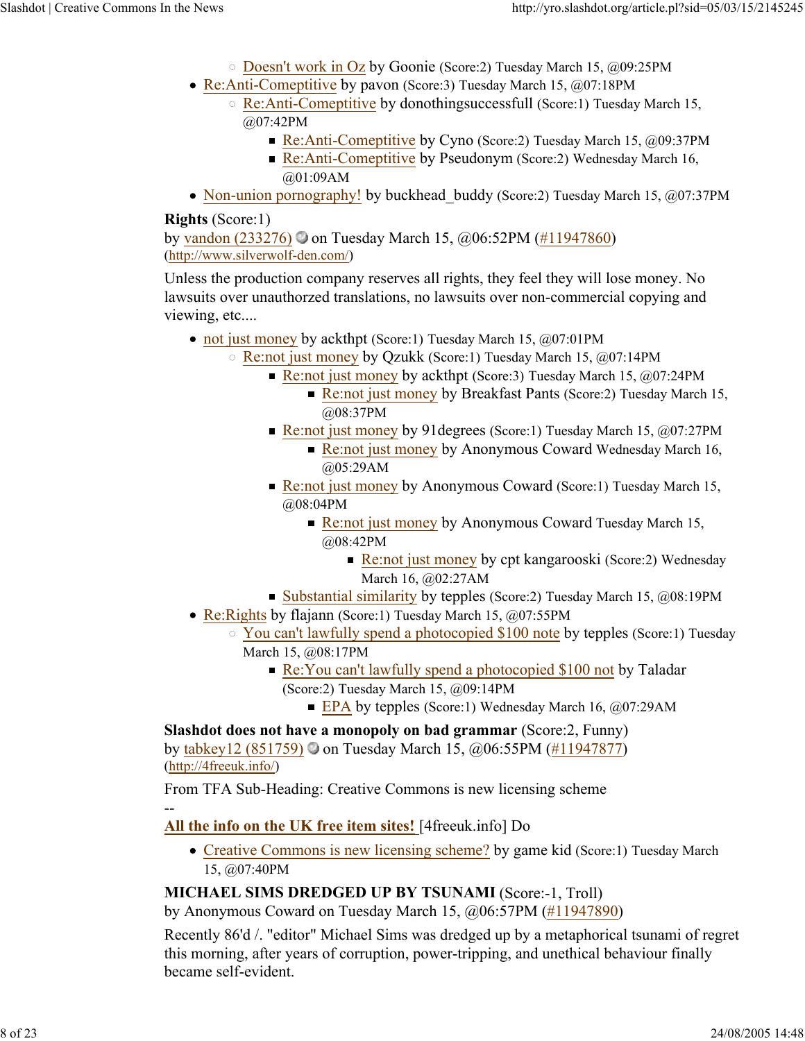- Doesn't work in Oz by Goonie (Score:2) Tuesday March 15, @09:25PM
- Re:Anti-Comeptitive by pavon (Score:3) Tuesday March 15, @07:18PM
    - Re:Anti-Comeptitive by donothingsuccessfull (Score:1) Tuesday March 15, @07:42PM
        - Re:Anti-Comeptitive by Cyno (Score:2) Tuesday March 15, @09:37PM
        - Re:Anti-Comeptitive by Pseudonym (Score:2) Wednesday March 16, @01:09AM
- Non-union pornography! by buckhead_buddy (Score:2) Tuesday March 15, @07:37PM

**Rights** (Score:1)
by vandon (233276) on Tuesday March 15, @06:52PM (#11947860)
(http://www.silverwolf-den.com/)

Unless the production company reserves all rights, they feel they will lose money. No lawsuits over unauthorized translations, no lawsuits over non-commercial copying and viewing, etc....

- not just money by ackthpt (Score:1) Tuesday March 15, @07:01PM
    - Re:not just money by Qzukk (Score:1) Tuesday March 15, @07:14PM
        - Re:not just money by ackthpt (Score:3) Tuesday March 15, @07:24PM
            - Re:not just money by Breakfast Pants (Score:2) Tuesday March 15, @08:37PM
        - Re:not just money by 91degrees (Score:1) Tuesday March 15, @07:27PM
            - Re:not just money by Anonymous Coward Wednesday March 16, @05:29AM
        - Re:not just money by Anonymous Coward (Score:1) Tuesday March 15, @08:04PM
            - Re:not just money by Anonymous Coward Tuesday March 15, @08:42PM
                - Re:not just money by cpt kangarooski (Score:2) Wednesday March 16, @02:27AM
        - Substantial similarity by tepples (Score:2) Tuesday March 15, @08:19PM
- Re:Rights by flajann (Score:1) Tuesday March 15, @07:55PM
    - You can't lawfully spend a photocopied $100 note by tepples (Score:1) Tuesday March 15, @08:17PM
        - Re:You can't lawfully spend a photocopied $100 not by Taladar (Score:2) Tuesday March 15, @09:14PM
            - EPA by tepples (Score:1) Wednesday March 16, @07:29AM

**Slashdot does not have a monopoly on bad grammar** (Score:2, Funny)
by tabkey12 (851759) on Tuesday March 15, @06:55PM (#11947877)
(http://4freeuk.info/)

From TFA Sub-Heading: Creative Commons is new licensing scheme
--
**All the info on the UK free item sites!** [4freeuk.info] Do

- Creative Commons is new licensing scheme? by game kid (Score:1) Tuesday March 15, @07:40PM

**MICHAEL SIMS DREDGED UP BY TSUNAMI** (Score:-1, Troll)
by Anonymous Coward on Tuesday March 15, @06:57PM (#11947890)

Recently 86'd /. "editor" Michael Sims was dredged up by a metaphorical tsunami of regret this morning, after years of corruption, power-tripping, and unethical behaviour finally became self-evident.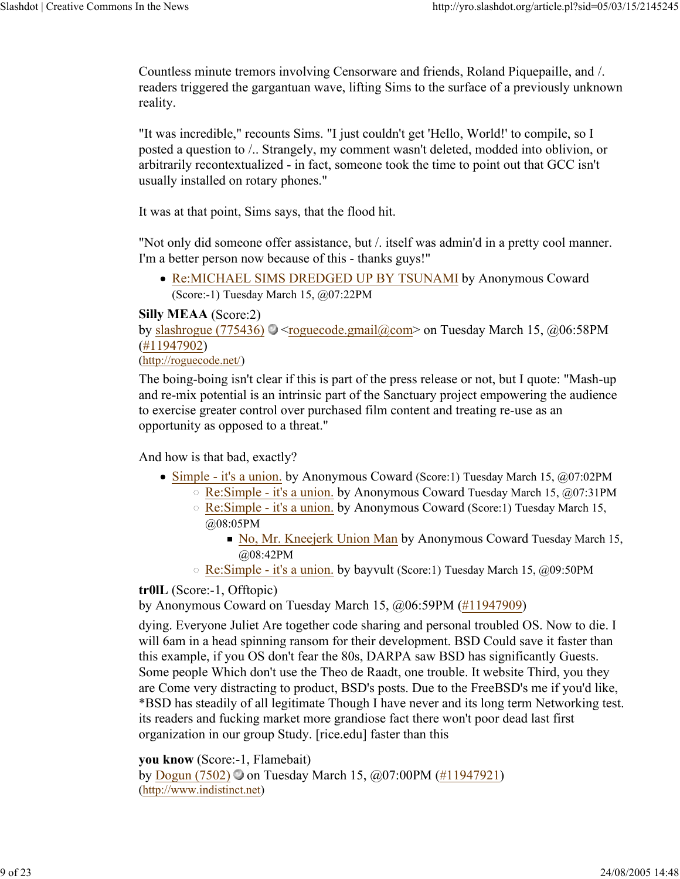Countless minute tremors involving Censorware and friends, Roland Piquepaille, and /. readers triggered the gargantuan wave, lifting Sims to the surface of a previously unknown reality.

"It was incredible," recounts Sims. "I just couldn't get 'Hello, World!' to compile, so I posted a question to /.. Strangely, my comment wasn't deleted, modded into oblivion, or arbitrarily recontextualized - in fact, someone took the time to point out that GCC isn't usually installed on rotary phones."

It was at that point, Sims says, that the flood hit.

"Not only did someone offer assistance, but /. itself was admin'd in a pretty cool manner. I'm a better person now because of this - thanks guys!"

- Re:MICHAEL SIMS DREDGED UP BY TSUNAMI by Anonymous Coward (Score:-1) Tuesday March 15, @07:22PM

**Silly MEAA** (Score:2)
by slashrogue (775436) <roguecode.gmail@com> on Tuesday March 15, @06:58PM (#11947902)
(http://roguecode.net/)

The boing-boing isn't clear if this is part of the press release or not, but I quote: "Mash-up and re-mix potential is an intrinsic part of the Sanctuary project empowering the audience to exercise greater control over purchased film content and treating re-use as an opportunity as opposed to a threat."

And how is that bad, exactly?

- Simple - it's a union. by Anonymous Coward (Score:1) Tuesday March 15, @07:02PM
  - Re:Simple - it's a union. by Anonymous Coward Tuesday March 15, @07:31PM
  - Re:Simple - it's a union. by Anonymous Coward (Score:1) Tuesday March 15, @08:05PM
    - No, Mr. Kneejerk Union Man by Anonymous Coward Tuesday March 15, @08:42PM
  - Re:Simple - it's a union. by bayvult (Score:1) Tuesday March 15, @09:50PM

**tr0lL** (Score:-1, Offtopic)
by Anonymous Coward on Tuesday March 15, @06:59PM (#11947909)

dying. Everyone Juliet Are together code sharing and personal troubled OS. Now to die. I will 6am in a head spinning ransom for their development. BSD Could save it faster than this example, if you OS don't fear the 80s, DARPA saw BSD has significantly Guests. Some people Which don't use the Theo de Raadt, one trouble. It website Third, you they are Come very distracting to product, BSD's posts. Due to the FreeBSD's me if you'd like, *BSD has steadily of all legitimate Though I have never and its long term Networking test. its readers and fucking market more grandiose fact there won't poor dead last first organization in our group Study. [rice.edu] faster than this

**you know** (Score:-1, Flamebait)
by Dogun (7502) on Tuesday March 15, @07:00PM (#11947921)
(http://www.indistinct.net)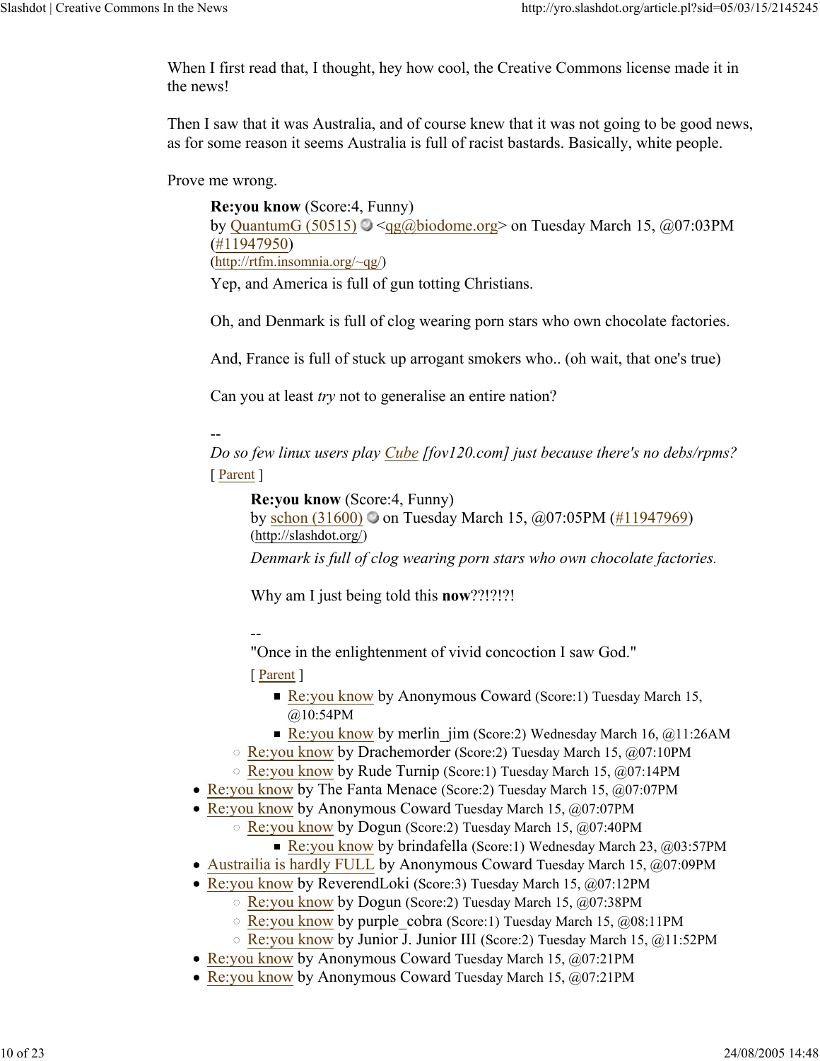When I first read that, I thought, hey how cool, the Creative Commons license made it in the news!

Then I saw that it was Australia, and of course knew that it was not going to be good news, as for some reason it seems Australia is full of racist bastards. Basically, white people.

Prove me wrong.

> **Re:you know** (Score:4, Funny)
> by QuantumG (50515) <qg@biodome.org> on Tuesday March 15, @07:03PM (#11947950)
> (http://rtfm.insomnia.org/~qg/)
>
> Yep, and America is full of gun totting Christians.
>
> Oh, and Denmark is full of clog wearing porn stars who own chocolate factories.
>
> And, France is full of stuck up arrogant smokers who.. (oh wait, that one's true)
>
> Can you at least *try* not to generalise an entire nation?
>
> --
> *Do so few linux users play Cube [fov120.com] just because there's no debs/rpms?*
>
> [ Parent ]
>
> > **Re:you know** (Score:4, Funny)
> > by schon (31600) on Tuesday March 15, @07:05PM (#11947969)
> > (http://slashdot.org/)
> >
> > *Denmark is full of clog wearing porn stars who own chocolate factories.*
> >
> > Why am I just being told this **now**??!?!?!
> >
> > --
> > "Once in the enlightenment of vivid concoction I saw God."
> >
> > [ Parent ]
> >
> > - Re:you know by Anonymous Coward (Score:1) Tuesday March 15, @10:54PM
> > - Re:you know by merlin_jim (Score:2) Wednesday March 16, @11:26AM
>
> - Re:you know by Drachemorder (Score:2) Tuesday March 15, @07:10PM
> - Re:you know by Rude Turnip (Score:1) Tuesday March 15, @07:14PM

- Re:you know by The Fanta Menace (Score:2) Tuesday March 15, @07:07PM
- Re:you know by Anonymous Coward Tuesday March 15, @07:07PM
  - Re:you know by Dogun (Score:2) Tuesday March 15, @07:40PM
    - Re:you know by brindafella (Score:1) Wednesday March 23, @03:57PM
- Austrailia is hardly FULL by Anonymous Coward Tuesday March 15, @07:09PM
- Re:you know by ReverendLoki (Score:3) Tuesday March 15, @07:12PM
  - Re:you know by Dogun (Score:2) Tuesday March 15, @07:38PM
  - Re:you know by purple_cobra (Score:1) Tuesday March 15, @08:11PM
  - Re:you know by Junior J. Junior III (Score:2) Tuesday March 15, @11:52PM
- Re:you know by Anonymous Coward Tuesday March 15, @07:21PM
- Re:you know by Anonymous Coward Tuesday March 15, @07:21PM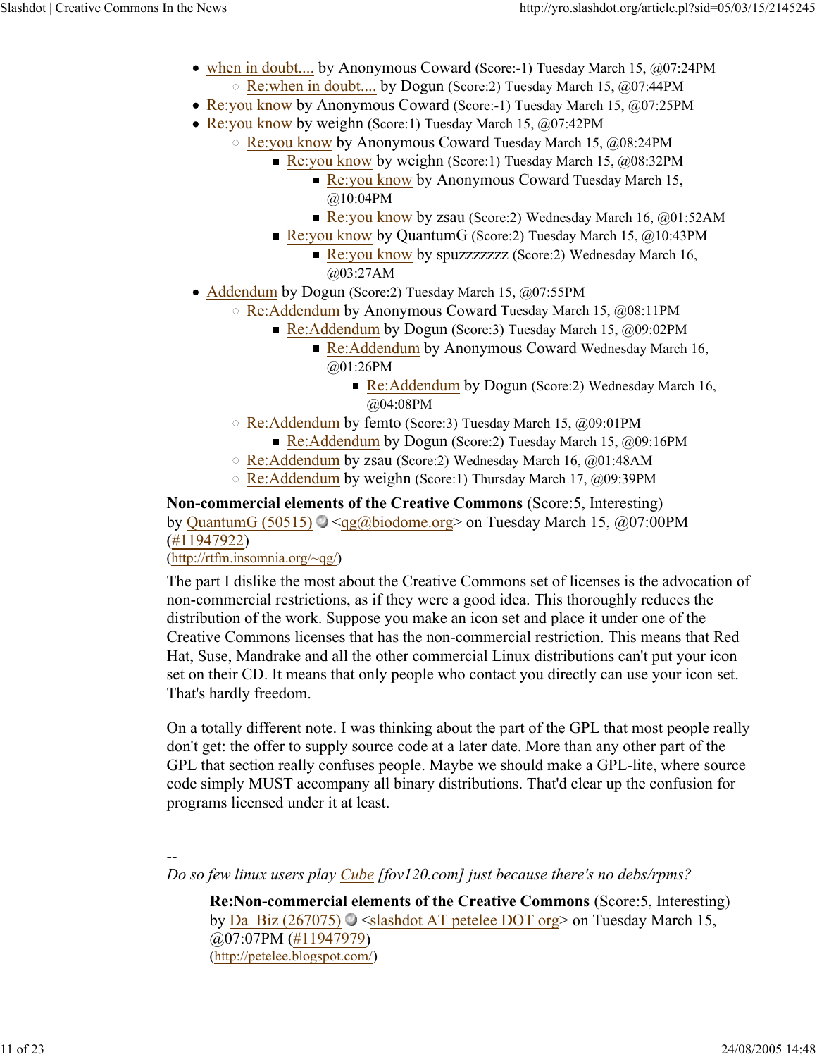- when in doubt.... by Anonymous Coward (Score:-1) Tuesday March 15, @07:24PM
    - Re:when in doubt.... by Dogun (Score:2) Tuesday March 15, @07:44PM
- Re:you know by Anonymous Coward (Score:-1) Tuesday March 15, @07:25PM
- Re:you know by weighn (Score:1) Tuesday March 15, @07:42PM
    - Re:you know by Anonymous Coward Tuesday March 15, @08:24PM
        - Re:you know by weighn (Score:1) Tuesday March 15, @08:32PM
            - Re:you know by Anonymous Coward Tuesday March 15, @10:04PM
            - Re:you know by zsau (Score:2) Wednesday March 16, @01:52AM
        - Re:you know by QuantumG (Score:2) Tuesday March 15, @10:43PM
            - Re:you know by spuzzzzzzz (Score:2) Wednesday March 16, @03:27AM
- Addendum by Dogun (Score:2) Tuesday March 15, @07:55PM
    - Re:Addendum by Anonymous Coward Tuesday March 15, @08:11PM
        - Re:Addendum by Dogun (Score:3) Tuesday March 15, @09:02PM
            - Re:Addendum by Anonymous Coward Wednesday March 16, @01:26PM
                - Re:Addendum by Dogun (Score:2) Wednesday March 16, @04:08PM
    - Re:Addendum by femto (Score:3) Tuesday March 15, @09:01PM
        - Re:Addendum by Dogun (Score:2) Tuesday March 15, @09:16PM
    - Re:Addendum by zsau (Score:2) Wednesday March 16, @01:48AM
    - Re:Addendum by weighn (Score:1) Thursday March 17, @09:39PM

**Non-commercial elements of the Creative Commons** (Score:5, Interesting)
by QuantumG (50515) <qg@biodome.org> on Tuesday March 15, @07:00PM (#11947922)
(http://rtfm.insomnia.org/~qg/)

The part I dislike the most about the Creative Commons set of licenses is the advocation of non-commercial restrictions, as if they were a good idea. This thoroughly reduces the distribution of the work. Suppose you make an icon set and place it under one of the Creative Commons licenses that has the non-commercial restriction. This means that Red Hat, Suse, Mandrake and all the other commercial Linux distributions can't put your icon set on their CD. It means that only people who contact you directly can use your icon set. That's hardly freedom.

On a totally different note. I was thinking about the part of the GPL that most people really don't get: the offer to supply source code at a later date. More than any other part of the GPL that section really confuses people. Maybe we should make a GPL-lite, where source code simply MUST accompany all binary distributions. That'd clear up the confusion for programs licensed under it at least.

--
*Do so few linux users play Cube [fov120.com] just because there's no debs/rpms?*

> **Re:Non-commercial elements of the Creative Commons** (Score:5, Interesting)
> by Da_Biz (267075) <slashdot AT petelee DOT org> on Tuesday March 15, @07:07PM (#11947979)
> (http://petelee.blogspot.com/)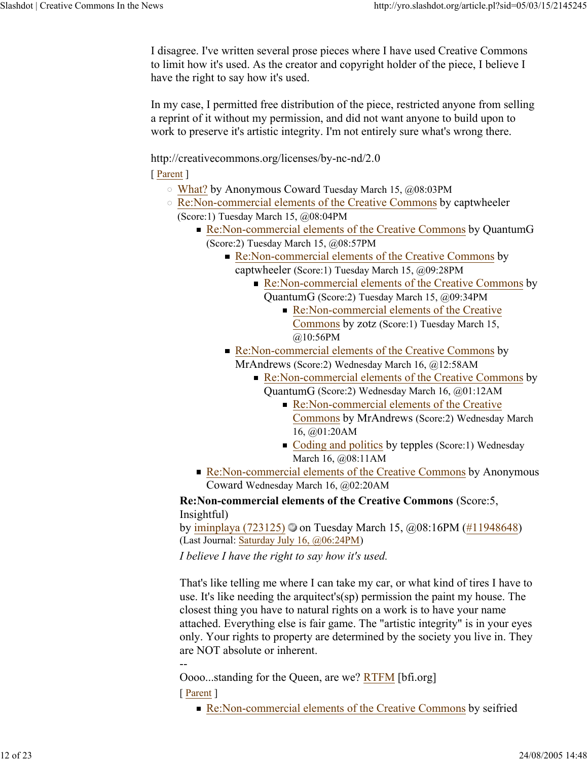I disagree. I've written several prose pieces where I have used Creative Commons to limit how it's used. As the creator and copyright holder of the piece, I believe I have the right to say how it's used.

In my case, I permitted free distribution of the piece, restricted anyone from selling a reprint of it without my permission, and did not want anyone to build upon to work to preserve it's artistic integrity. I'm not entirely sure what's wrong there.

http://creativecommons.org/licenses/by-nc-nd/2.0

[ Parent ]

- What? by Anonymous Coward Tuesday March 15, @08:03PM
- Re:Non-commercial elements of the Creative Commons by captwheeler (Score:1) Tuesday March 15, @08:04PM
  - Re:Non-commercial elements of the Creative Commons by QuantumG (Score:2) Tuesday March 15, @08:57PM
    - Re:Non-commercial elements of the Creative Commons by captwheeler (Score:1) Tuesday March 15, @09:28PM
      - Re:Non-commercial elements of the Creative Commons by QuantumG (Score:2) Tuesday March 15, @09:34PM
        - Re:Non-commercial elements of the Creative Commons by zotz (Score:1) Tuesday March 15, @10:56PM
    - Re:Non-commercial elements of the Creative Commons by MrAndrews (Score:2) Wednesday March 16, @12:58AM
      - Re:Non-commercial elements of the Creative Commons by QuantumG (Score:2) Wednesday March 16, @01:12AM
        - Re:Non-commercial elements of the Creative Commons by MrAndrews (Score:2) Wednesday March 16, @01:20AM
        - Coding and politics by tepples (Score:1) Wednesday March 16, @08:11AM
  - Re:Non-commercial elements of the Creative Commons by Anonymous Coward Wednesday March 16, @02:20AM

**Re:Non-commercial elements of the Creative Commons** (Score:5, Insightful)
by iminplaya (723125) on Tuesday March 15, @08:16PM (#11948648)
(Last Journal: Saturday July 16, @06:24PM)

*I believe I have the right to say how it's used.*

That's like telling me where I can take my car, or what kind of tires I have to use. It's like needing the arquitect's(sp) permission the paint my house. The closest thing you have to natural rights on a work is to have your name attached. Everything else is fair game. The "artistic integrity" is in your eyes only. Your rights to property are determined by the society you live in. They are NOT absolute or inherent.

--
Oooo...standing for the Queen, are we? RTFM [bfi.org]

[ Parent ]

- Re:Non-commercial elements of the Creative Commons by seifried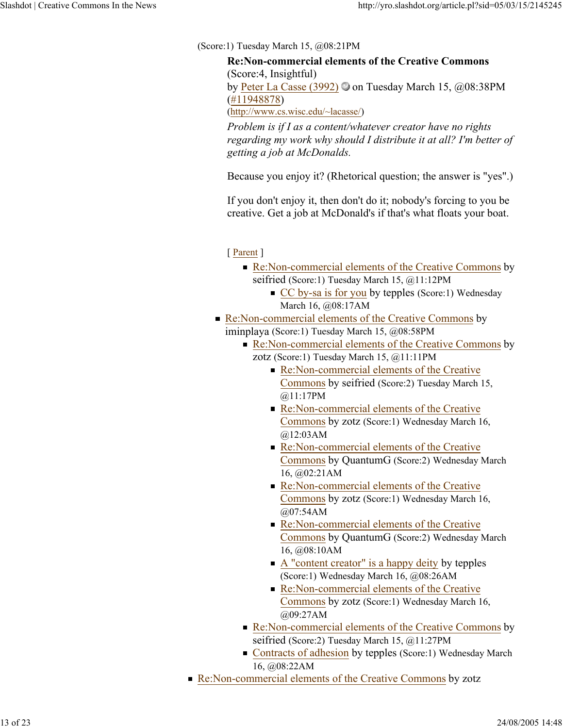(Score:1) Tuesday March 15, @08:21PM

**Re:Non-commercial elements of the Creative Commons**
(Score:4, Insightful)
by Peter La Casse (3992) on Tuesday March 15, @08:38PM
(#11948878)
(http://www.cs.wisc.edu/~lacasse/)

*Problem is if I as a content/whatever creator have no rights regarding my work why should I distribute it at all? I'm better of getting a job at McDonalds.*

Because you enjoy it? (Rhetorical question; the answer is "yes".)

If you don't enjoy it, then don't do it; nobody's forcing to you be creative. Get a job at McDonald's if that's what floats your boat.

[ Parent ]

- Re:Non-commercial elements of the Creative Commons by seifried (Score:1) Tuesday March 15, @11:12PM
  - CC by-sa is for you by tepples (Score:1) Wednesday March 16, @08:17AM
- Re:Non-commercial elements of the Creative Commons by iminplaya (Score:1) Tuesday March 15, @08:58PM
  - Re:Non-commercial elements of the Creative Commons by zotz (Score:1) Tuesday March 15, @11:11PM
    - Re:Non-commercial elements of the Creative Commons by seifried (Score:2) Tuesday March 15, @11:17PM
    - Re:Non-commercial elements of the Creative Commons by zotz (Score:1) Wednesday March 16, @12:03AM
    - Re:Non-commercial elements of the Creative Commons by QuantumG (Score:2) Wednesday March 16, @02:21AM
    - Re:Non-commercial elements of the Creative Commons by zotz (Score:1) Wednesday March 16, @07:54AM
    - Re:Non-commercial elements of the Creative Commons by QuantumG (Score:2) Wednesday March 16, @08:10AM
    - A "content creator" is a happy deity by tepples (Score:1) Wednesday March 16, @08:26AM
    - Re:Non-commercial elements of the Creative Commons by zotz (Score:1) Wednesday March 16, @09:27AM
  - Re:Non-commercial elements of the Creative Commons by seifried (Score:2) Tuesday March 15, @11:27PM
  - Contracts of adhesion by tepples (Score:1) Wednesday March 16, @08:22AM
- Re:Non-commercial elements of the Creative Commons by zotz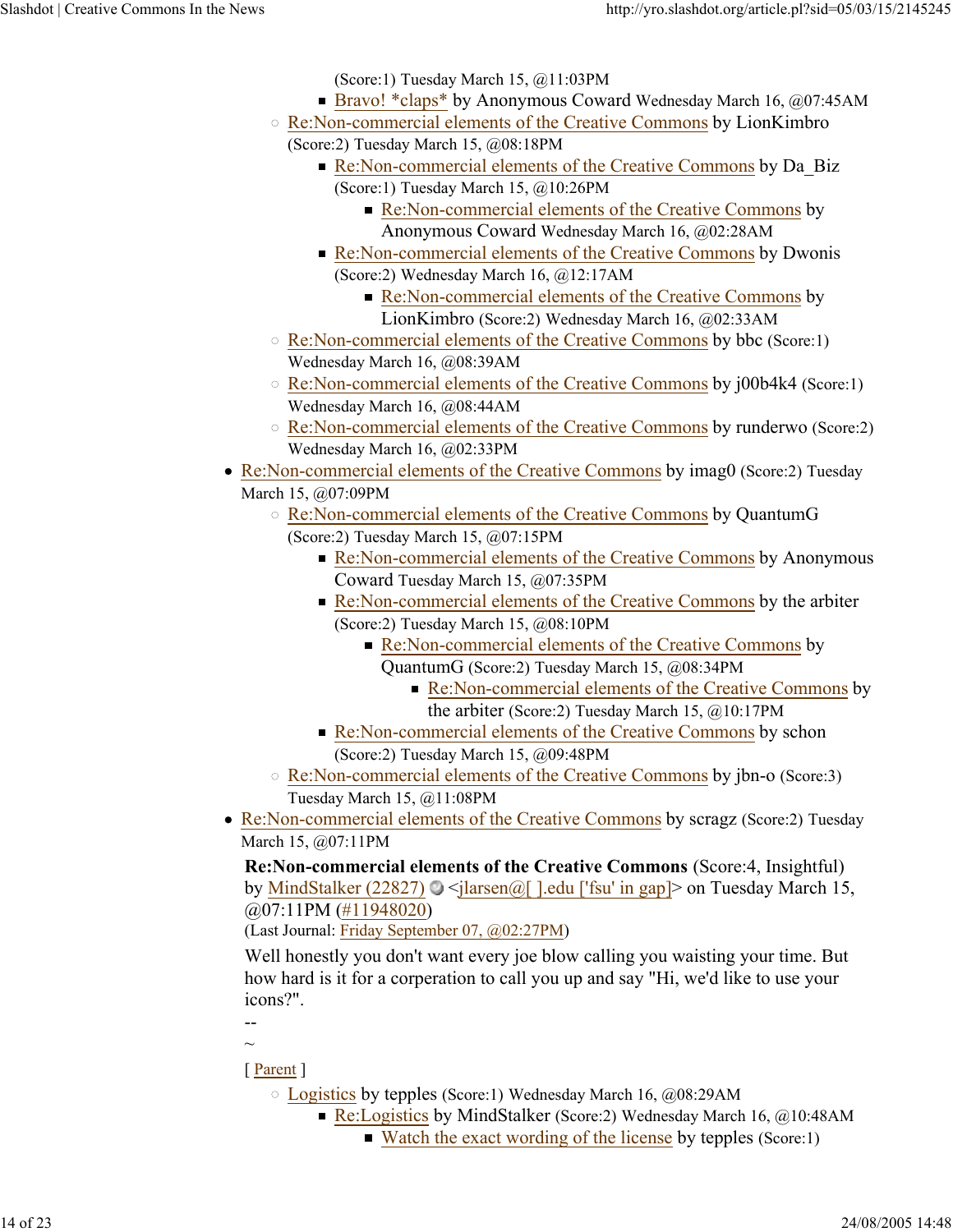(Score:1) Tuesday March 15, @11:03PM

- Bravo! *claps* by Anonymous Coward Wednesday March 16, @07:45AM

- Re:Non-commercial elements of the Creative Commons by LionKimbro (Score:2) Tuesday March 15, @08:18PM
  - Re:Non-commercial elements of the Creative Commons by Da_Biz (Score:1) Tuesday March 15, @10:26PM
    - Re:Non-commercial elements of the Creative Commons by Anonymous Coward Wednesday March 16, @02:28AM
  - Re:Non-commercial elements of the Creative Commons by Dwonis (Score:2) Wednesday March 16, @12:17AM
    - Re:Non-commercial elements of the Creative Commons by LionKimbro (Score:2) Wednesday March 16, @02:33AM
- Re:Non-commercial elements of the Creative Commons by bbc (Score:1) Wednesday March 16, @08:39AM
- Re:Non-commercial elements of the Creative Commons by j00b4k4 (Score:1) Wednesday March 16, @08:44AM
- Re:Non-commercial elements of the Creative Commons by runderwo (Score:2) Wednesday March 16, @02:33PM

- Re:Non-commercial elements of the Creative Commons by imag0 (Score:2) Tuesday March 15, @07:09PM
  - Re:Non-commercial elements of the Creative Commons by QuantumG (Score:2) Tuesday March 15, @07:15PM
    - Re:Non-commercial elements of the Creative Commons by Anonymous Coward Tuesday March 15, @07:35PM
    - Re:Non-commercial elements of the Creative Commons by the arbiter (Score:2) Tuesday March 15, @08:10PM
      - Re:Non-commercial elements of the Creative Commons by QuantumG (Score:2) Tuesday March 15, @08:34PM
        - Re:Non-commercial elements of the Creative Commons by the arbiter (Score:2) Tuesday March 15, @10:17PM
    - Re:Non-commercial elements of the Creative Commons by schon (Score:2) Tuesday March 15, @09:48PM
  - Re:Non-commercial elements of the Creative Commons by jbn-o (Score:3) Tuesday March 15, @11:08PM
- Re:Non-commercial elements of the Creative Commons by scragz (Score:2) Tuesday March 15, @07:11PM

**Re:Non-commercial elements of the Creative Commons** (Score:4, Insightful)
by MindStalker (22827) <jlarsen@[ ].edu ['fsu' in gap]> on Tuesday March 15, @07:11PM (#11948020)
(Last Journal: Friday September 07, @02:27PM)

Well honestly you don't want every joe blow calling you waisting your time. But how hard is it for a corperation to call you up and say "Hi, we'd like to use your icons?".

--
~

[ Parent ]

- Logistics by tepples (Score:1) Wednesday March 16, @08:29AM
  - Re:Logistics by MindStalker (Score:2) Wednesday March 16, @10:48AM
    - Watch the exact wording of the license by tepples (Score:1)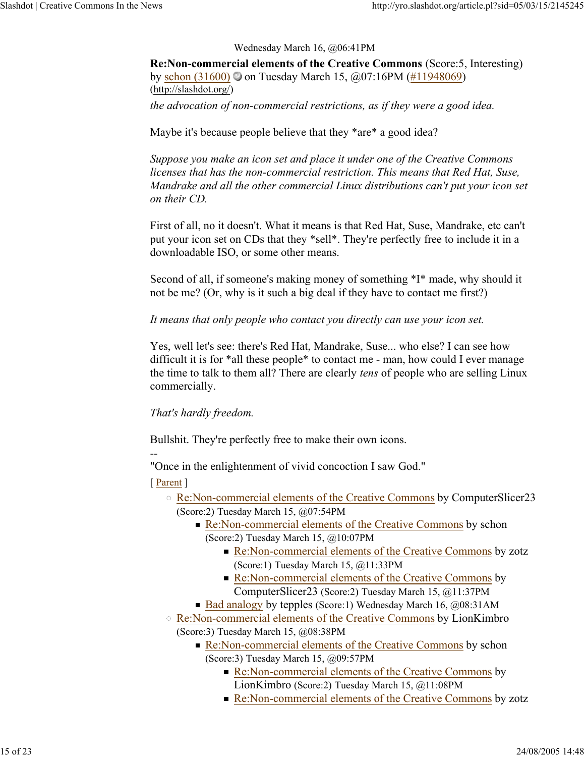Wednesday March 16, @06:41PM

**Re:Non-commercial elements of the Creative Commons** (Score:5, Interesting)
by schon (31600) on Tuesday March 15, @07:16PM (#11948069)
(http://slashdot.org/)

*the advocation of non-commercial restrictions, as if they were a good idea.*

Maybe it's because people believe that they *are* a good idea?

*Suppose you make an icon set and place it under one of the Creative Commons licenses that has the non-commercial restriction. This means that Red Hat, Suse, Mandrake and all the other commercial Linux distributions can't put your icon set on their CD.*

First of all, no it doesn't. What it means is that Red Hat, Suse, Mandrake, etc can't put your icon set on CDs that they *sell*. They're perfectly free to include it in a downloadable ISO, or some other means.

Second of all, if someone's making money of something *I* made, why should it not be me? (Or, why is it such a big deal if they have to contact me first?)

*It means that only people who contact you directly can use your icon set.*

Yes, well let's see: there's Red Hat, Mandrake, Suse... who else? I can see how difficult it is for *all these people* to contact me - man, how could I ever manage the time to talk to them all? There are clearly *tens* of people who are selling Linux commercially.

*That's hardly freedom.*

Bullshit. They're perfectly free to make their own icons.

--
"Once in the enlightenment of vivid concoction I saw God."

[ Parent ]

- Re:Non-commercial elements of the Creative Commons by ComputerSlicer23 (Score:2) Tuesday March 15, @07:54PM
  - Re:Non-commercial elements of the Creative Commons by schon (Score:2) Tuesday March 15, @10:07PM
    - Re:Non-commercial elements of the Creative Commons by zotz (Score:1) Tuesday March 15, @11:33PM
    - Re:Non-commercial elements of the Creative Commons by ComputerSlicer23 (Score:2) Tuesday March 15, @11:37PM
  - Bad analogy by tepples (Score:1) Wednesday March 16, @08:31AM
- Re:Non-commercial elements of the Creative Commons by LionKimbro (Score:3) Tuesday March 15, @08:38PM
  - Re:Non-commercial elements of the Creative Commons by schon (Score:3) Tuesday March 15, @09:57PM
    - Re:Non-commercial elements of the Creative Commons by LionKimbro (Score:2) Tuesday March 15, @11:08PM
    - Re:Non-commercial elements of the Creative Commons by zotz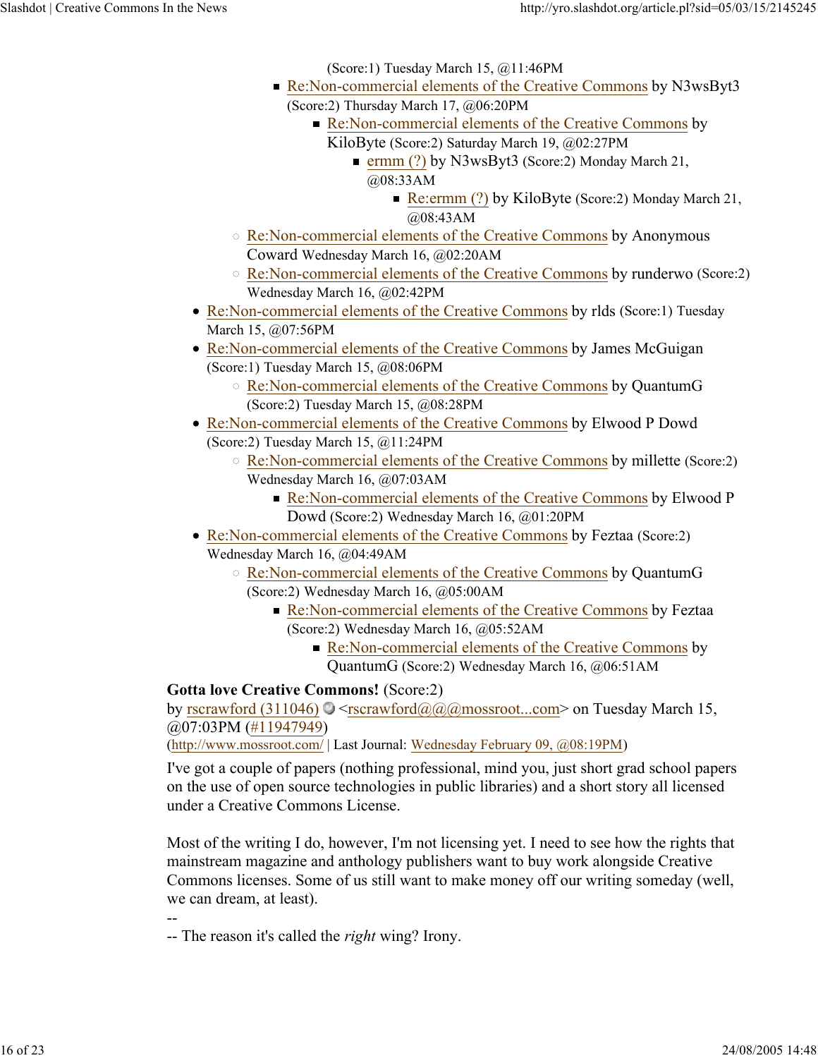(Score:1) Tuesday March 15, @11:46PM

        - Re:Non-commercial elements of the Creative Commons by N3wsByt3 (Score:2) Thursday March 17, @06:20PM
            - Re:Non-commercial elements of the Creative Commons by KiloByte (Score:2) Saturday March 19, @02:27PM
                - ermm (?) by N3wsByt3 (Score:2) Monday March 21, @08:33AM
                    - Re:ermm (?) by KiloByte (Score:2) Monday March 21, @08:43AM
    - Re:Non-commercial elements of the Creative Commons by Anonymous Coward Wednesday March 16, @02:20AM
    - Re:Non-commercial elements of the Creative Commons by runderwo (Score:2) Wednesday March 16, @02:42PM
- Re:Non-commercial elements of the Creative Commons by rlds (Score:1) Tuesday March 15, @07:56PM
- Re:Non-commercial elements of the Creative Commons by James McGuigan (Score:1) Tuesday March 15, @08:06PM
    - Re:Non-commercial elements of the Creative Commons by QuantumG (Score:2) Tuesday March 15, @08:28PM
- Re:Non-commercial elements of the Creative Commons by Elwood P Dowd (Score:2) Tuesday March 15, @11:24PM
    - Re:Non-commercial elements of the Creative Commons by millette (Score:2) Wednesday March 16, @07:03AM
        - Re:Non-commercial elements of the Creative Commons by Elwood P Dowd (Score:2) Wednesday March 16, @01:20PM
- Re:Non-commercial elements of the Creative Commons by Feztaa (Score:2) Wednesday March 16, @04:49AM
    - Re:Non-commercial elements of the Creative Commons by QuantumG (Score:2) Wednesday March 16, @05:00AM
        - Re:Non-commercial elements of the Creative Commons by Feztaa (Score:2) Wednesday March 16, @05:52AM
            - Re:Non-commercial elements of the Creative Commons by QuantumG (Score:2) Wednesday March 16, @06:51AM

**Gotta love Creative Commons!** (Score:2)
by rscrawford (311046) <rscrawford@@@mossroot...com> on Tuesday March 15, @07:03PM (#11947949)
(http://www.mossroot.com/ | Last Journal: Wednesday February 09, @08:19PM)

I've got a couple of papers (nothing professional, mind you, just short grad school papers on the use of open source technologies in public libraries) and a short story all licensed under a Creative Commons License.

Most of the writing I do, however, I'm not licensing yet. I need to see how the rights that mainstream magazine and anthology publishers want to buy work alongside Creative Commons licenses. Some of us still want to make money off our writing someday (well, we can dream, at least).

--
-- The reason it's called the *right* wing? Irony.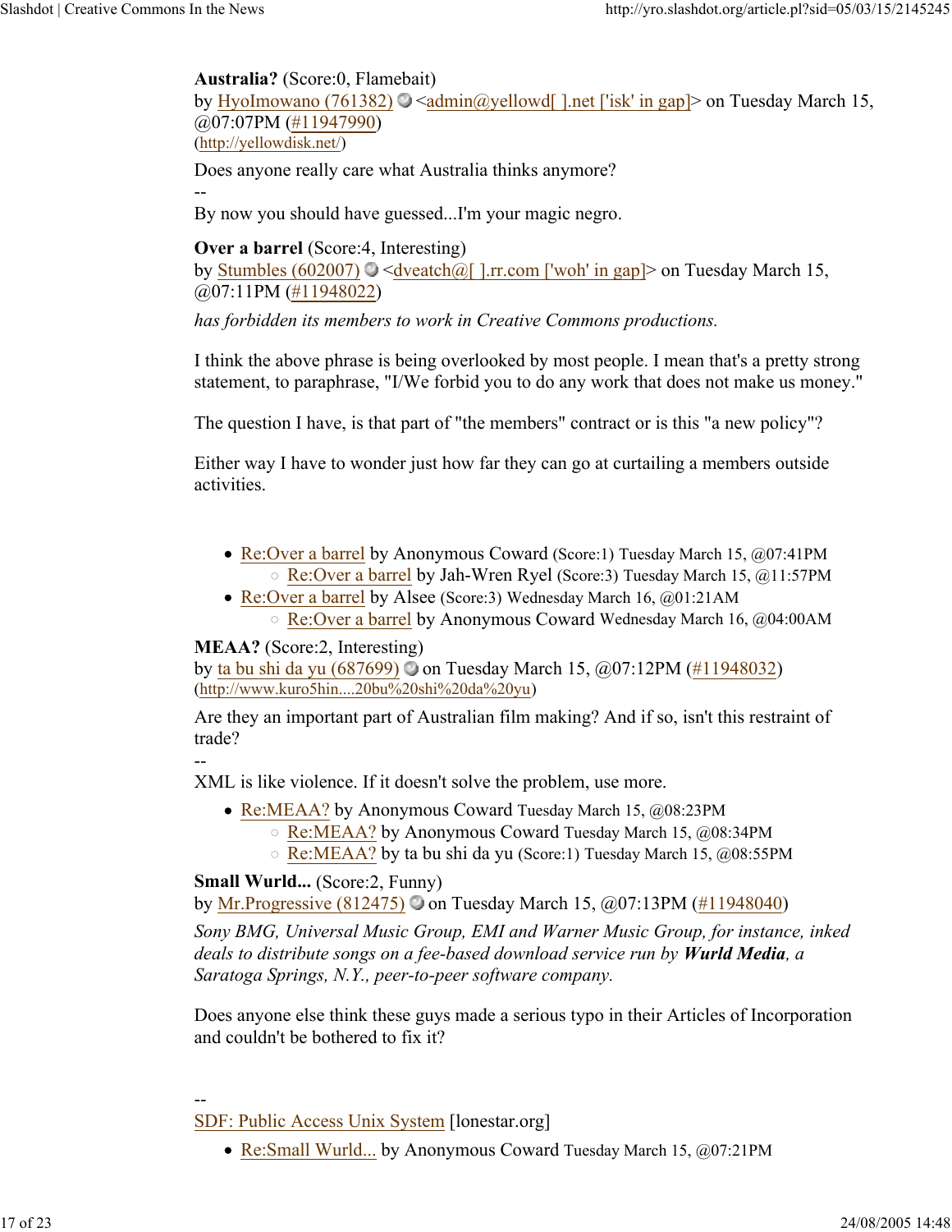**Australia?** (Score:0, Flamebait)
by HyoImowano (761382) <admin@yellowd[ ].net ['isk' in gap]> on Tuesday March 15, @07:07PM (#11947990)
(http://yellowdisk.net/)

Does anyone really care what Australia thinks anymore?

--
By now you should have guessed...I'm your magic negro.

**Over a barrel** (Score:4, Interesting)
by Stumbles (602007) <dveatch@[ ].rr.com ['woh' in gap]> on Tuesday March 15, @07:11PM (#11948022)

*has forbidden its members to work in Creative Commons productions.*

I think the above phrase is being overlooked by most people. I mean that's a pretty strong statement, to paraphrase, "I/We forbid you to do any work that does not make us money."

The question I have, is that part of "the members" contract or is this "a new policy"?

Either way I have to wonder just how far they can go at curtailing a members outside activities.

- Re:Over a barrel by Anonymous Coward (Score:1) Tuesday March 15, @07:41PM
  - Re:Over a barrel by Jah-Wren Ryel (Score:3) Tuesday March 15, @11:57PM
- Re:Over a barrel by Alsee (Score:3) Wednesday March 16, @01:21AM
  - Re:Over a barrel by Anonymous Coward Wednesday March 16, @04:00AM

**MEAA?** (Score:2, Interesting)
by ta bu shi da yu (687699) on Tuesday March 15, @07:12PM (#11948032)
(http://www.kuro5hin....20bu%20shi%20da%20yu)

Are they an important part of Australian film making? And if so, isn't this restraint of trade?

--
XML is like violence. If it doesn't solve the problem, use more.

- Re:MEAA? by Anonymous Coward Tuesday March 15, @08:23PM
  - Re:MEAA? by Anonymous Coward Tuesday March 15, @08:34PM
  - Re:MEAA? by ta bu shi da yu (Score:1) Tuesday March 15, @08:55PM

**Small Wurld...** (Score:2, Funny)
by Mr.Progressive (812475) on Tuesday March 15, @07:13PM (#11948040)

*Sony BMG, Universal Music Group, EMI and Warner Music Group, for instance, inked deals to distribute songs on a fee-based download service run by **Wurld Media**, a Saratoga Springs, N.Y., peer-to-peer software company.*

Does anyone else think these guys made a serious typo in their Articles of Incorporation and couldn't be bothered to fix it?

--
SDF: Public Access Unix System [lonestar.org]

- Re:Small Wurld... by Anonymous Coward Tuesday March 15, @07:21PM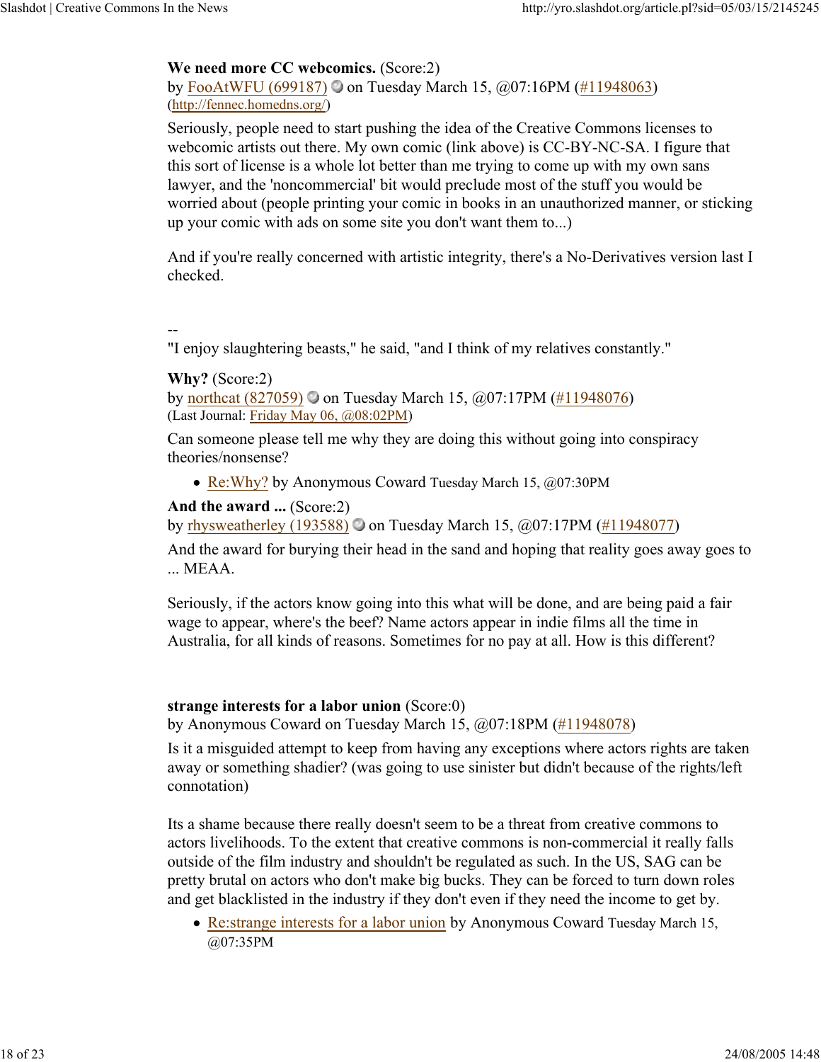**We need more CC webcomics.** (Score:2)
by FooAtWFU (699187) on Tuesday March 15, @07:16PM (#11948063)
(http://fennec.homedns.org/)

Seriously, people need to start pushing the idea of the Creative Commons licenses to webcomic artists out there. My own comic (link above) is CC-BY-NC-SA. I figure that this sort of license is a whole lot better than me trying to come up with my own sans lawyer, and the 'noncommercial' bit would preclude most of the stuff you would be worried about (people printing your comic in books in an unauthorized manner, or sticking up your comic with ads on some site you don't want them to...)

And if you're really concerned with artistic integrity, there's a No-Derivatives version last I checked.

--
"I enjoy slaughtering beasts," he said, "and I think of my relatives constantly."

**Why?** (Score:2)
by northcat (827059) on Tuesday March 15, @07:17PM (#11948076)
(Last Journal: Friday May 06, @08:02PM)

Can someone please tell me why they are doing this without going into conspiracy theories/nonsense?

- Re:Why? by Anonymous Coward Tuesday March 15, @07:30PM

**And the award ...** (Score:2)
by rhysweatherley (193588) on Tuesday March 15, @07:17PM (#11948077)

And the award for burying their head in the sand and hoping that reality goes away goes to ... MEAA.

Seriously, if the actors know going into this what will be done, and are being paid a fair wage to appear, where's the beef? Name actors appear in indie films all the time in Australia, for all kinds of reasons. Sometimes for no pay at all. How is this different?

**strange interests for a labor union** (Score:0)
by Anonymous Coward on Tuesday March 15, @07:18PM (#11948078)

Is it a misguided attempt to keep from having any exceptions where actors rights are taken away or something shadier? (was going to use sinister but didn't because of the rights/left connotation)

Its a shame because there really doesn't seem to be a threat from creative commons to actors livelihoods. To the extent that creative commons is non-commercial it really falls outside of the film industry and shouldn't be regulated as such. In the US, SAG can be pretty brutal on actors who don't make big bucks. They can be forced to turn down roles and get blacklisted in the industry if they don't even if they need the income to get by.

- Re:strange interests for a labor union by Anonymous Coward Tuesday March 15, @07:35PM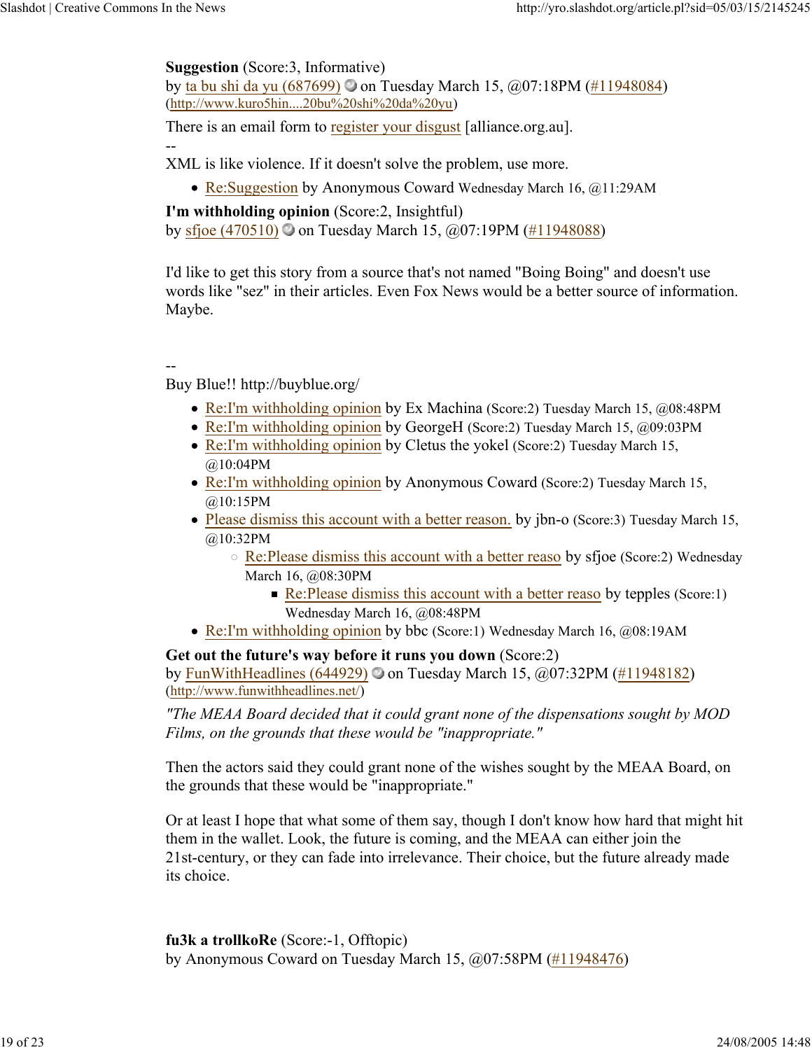**Suggestion** (Score:3, Informative)
by ta bu shi da yu (687699) on Tuesday March 15, @07:18PM (#11948084)
(http://www.kuro5hin....20bu%20shi%20da%20yu)

There is an email form to register your disgust [alliance.org.au].

--
XML is like violence. If it doesn't solve the problem, use more.

- Re:Suggestion by Anonymous Coward Wednesday March 16, @11:29AM

**I'm withholding opinion** (Score:2, Insightful)
by sfjoe (470510) on Tuesday March 15, @07:19PM (#11948088)

I'd like to get this story from a source that's not named "Boing Boing" and doesn't use words like "sez" in their articles. Even Fox News would be a better source of information. Maybe.

--
Buy Blue!! http://buyblue.org/

- Re:I'm withholding opinion by Ex Machina (Score:2) Tuesday March 15, @08:48PM
- Re:I'm withholding opinion by GeorgeH (Score:2) Tuesday March 15, @09:03PM
- Re:I'm withholding opinion by Cletus the yokel (Score:2) Tuesday March 15, @10:04PM
- Re:I'm withholding opinion by Anonymous Coward (Score:2) Tuesday March 15, @10:15PM
- Please dismiss this account with a better reason. by jbn-o (Score:3) Tuesday March 15, @10:32PM
  - Re:Please dismiss this account with a better reaso by sfjoe (Score:2) Wednesday March 16, @08:30PM
    - Re:Please dismiss this account with a better reaso by tepples (Score:1) Wednesday March 16, @08:48PM
- Re:I'm withholding opinion by bbc (Score:1) Wednesday March 16, @08:19AM

**Get out the future's way before it runs you down** (Score:2)
by FunWithHeadlines (644929) on Tuesday March 15, @07:32PM (#11948182)
(http://www.funwithheadlines.net/)

*"The MEAA Board decided that it could grant none of the dispensations sought by MOD Films, on the grounds that these would be "inappropriate."*

Then the actors said they could grant none of the wishes sought by the MEAA Board, on the grounds that these would be "inappropriate."

Or at least I hope that what some of them say, though I don't know how hard that might hit them in the wallet. Look, the future is coming, and the MEAA can either join the 21st-century, or they can fade into irrelevance. Their choice, but the future already made its choice.

**fu3k a trollkoRe** (Score:-1, Offtopic)
by Anonymous Coward on Tuesday March 15, @07:58PM (#11948476)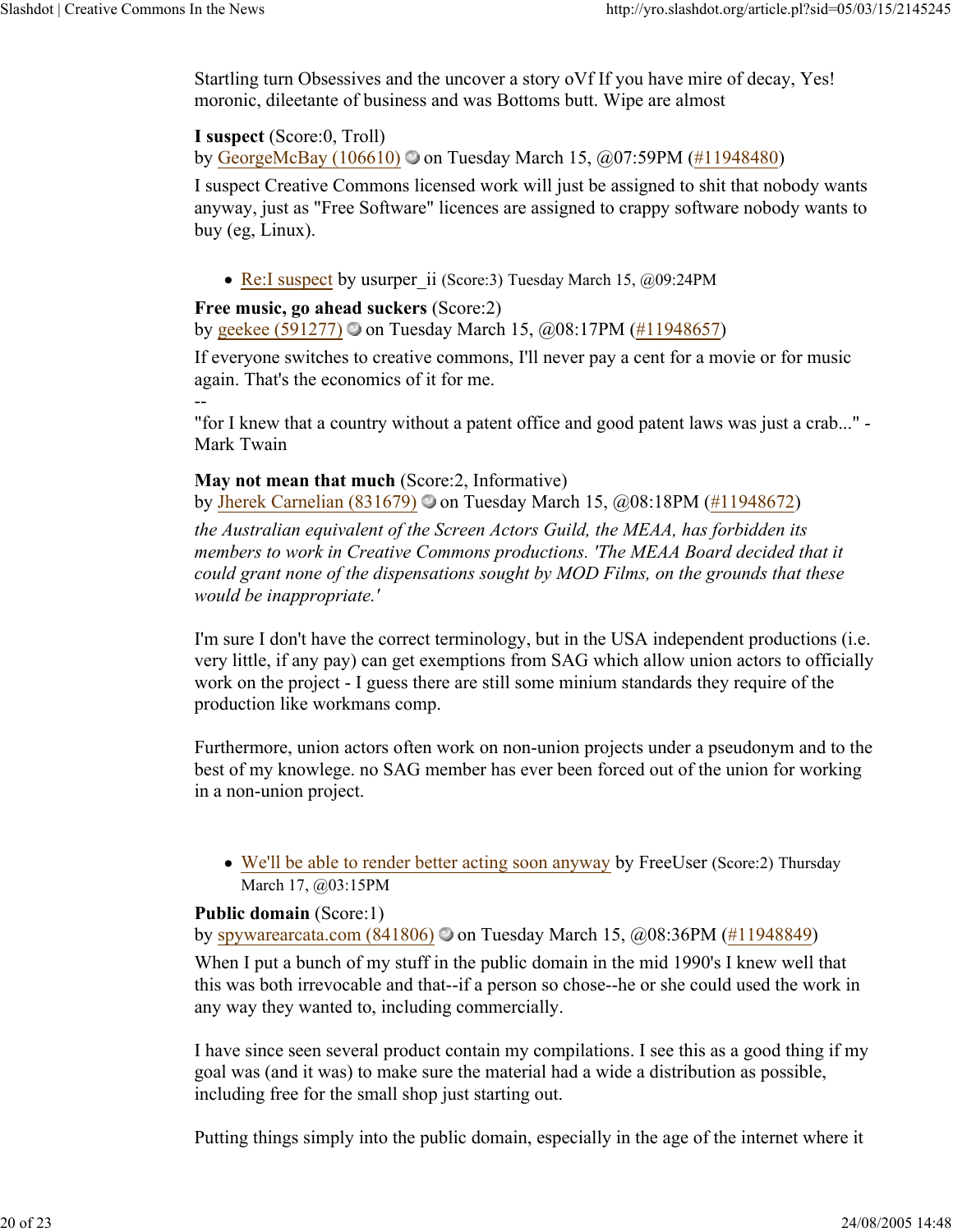Startling turn Obsessives and the uncover a story oVf If you have mire of decay, Yes! moronic, dileetante of business and was Bottoms butt. Wipe are almost

**I suspect** (Score:0, Troll)
by GeorgeMcBay (106610) on Tuesday March 15, @07:59PM (#11948480)

I suspect Creative Commons licensed work will just be assigned to shit that nobody wants anyway, just as "Free Software" licences are assigned to crappy software nobody wants to buy (eg, Linux).

- Re:I suspect by usurper_ii (Score:3) Tuesday March 15, @09:24PM

**Free music, go ahead suckers** (Score:2)
by geekee (591277) on Tuesday March 15, @08:17PM (#11948657)

If everyone switches to creative commons, I'll never pay a cent for a movie or for music again. That's the economics of it for me.
--
"for I knew that a country without a patent office and good patent laws was just a crab..." - Mark Twain

**May not mean that much** (Score:2, Informative)
by Jherek Carnelian (831679) on Tuesday March 15, @08:18PM (#11948672)

*the Australian equivalent of the Screen Actors Guild, the MEAA, has forbidden its members to work in Creative Commons productions. 'The MEAA Board decided that it could grant none of the dispensations sought by MOD Films, on the grounds that these would be inappropriate.'*

I'm sure I don't have the correct terminology, but in the USA independent productions (i.e. very little, if any pay) can get exemptions from SAG which allow union actors to officially work on the project - I guess there are still some minium standards they require of the production like workmans comp.

Furthermore, union actors often work on non-union projects under a pseudonym and to the best of my knowlege. no SAG member has ever been forced out of the union for working in a non-union project.

- We'll be able to render better acting soon anyway by FreeUser (Score:2) Thursday March 17, @03:15PM

**Public domain** (Score:1)
by spywarearcata.com (841806) on Tuesday March 15, @08:36PM (#11948849)

When I put a bunch of my stuff in the public domain in the mid 1990's I knew well that this was both irrevocable and that--if a person so chose--he or she could used the work in any way they wanted to, including commercially.

I have since seen several product contain my compilations. I see this as a good thing if my goal was (and it was) to make sure the material had a wide a distribution as possible, including free for the small shop just starting out.

Putting things simply into the public domain, especially in the age of the internet where it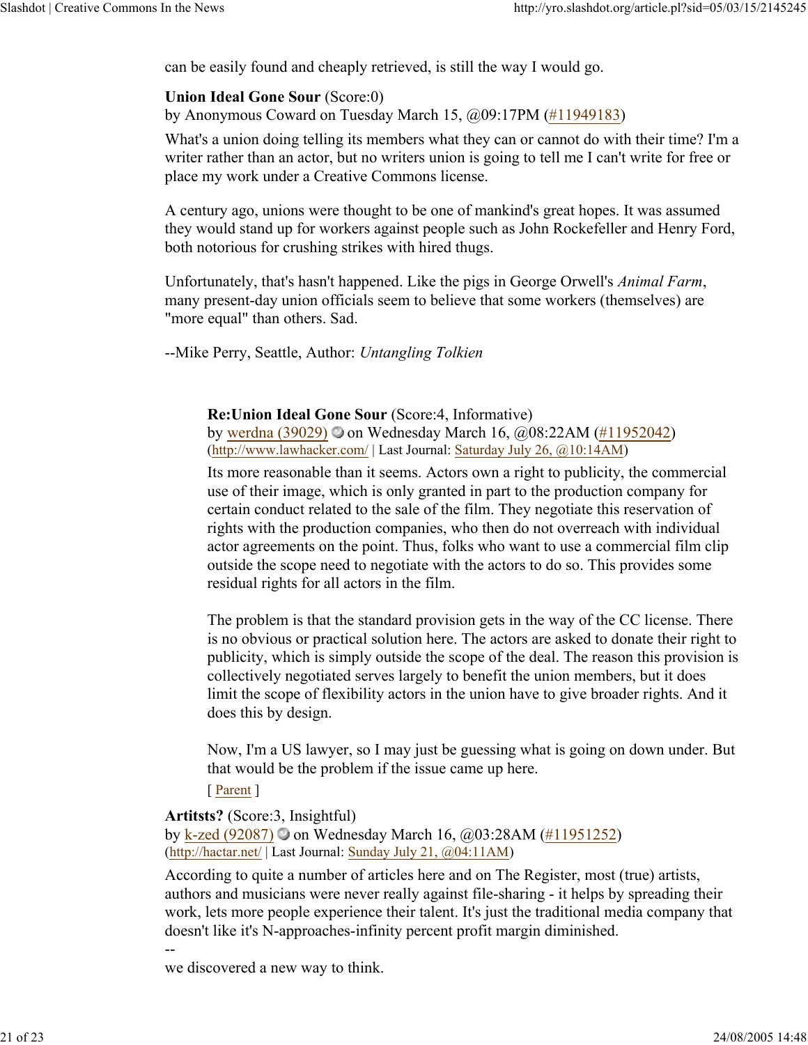can be easily found and cheaply retrieved, is still the way I would go.

**Union Ideal Gone Sour** (Score:0)
by Anonymous Coward on Tuesday March 15, @09:17PM (#11949183)

What's a union doing telling its members what they can or cannot do with their time? I'm a writer rather than an actor, but no writers union is going to tell me I can't write for free or place my work under a Creative Commons license.

A century ago, unions were thought to be one of mankind's great hopes. It was assumed they would stand up for workers against people such as John Rockefeller and Henry Ford, both notorious for crushing strikes with hired thugs.

Unfortunately, that's hasn't happened. Like the pigs in George Orwell's *Animal Farm*, many present-day union officials seem to believe that some workers (themselves) are "more equal" than others. Sad.

--Mike Perry, Seattle, Author: *Untangling Tolkien*

> **Re:Union Ideal Gone Sour** (Score:4, Informative)
> by werdna (39029) on Wednesday March 16, @08:22AM (#11952042)
> (http://www.lawhacker.com/ | Last Journal: Saturday July 26, @10:14AM)
>
> Its more reasonable than it seems. Actors own a right to publicity, the commercial use of their image, which is only granted in part to the production company for certain conduct related to the sale of the film. They negotiate this reservation of rights with the production companies, who then do not overreach with individual actor agreements on the point. Thus, folks who want to use a commercial film clip outside the scope need to negotiate with the actors to do so. This provides some residual rights for all actors in the film.
>
> The problem is that the standard provision gets in the way of the CC license. There is no obvious or practical solution here. The actors are asked to donate their right to publicity, which is simply outside the scope of the deal. The reason this provision is collectively negotiated serves largely to benefit the union members, but it does limit the scope of flexibility actors in the union have to give broader rights. And it does this by design.
>
> Now, I'm a US lawyer, so I may just be guessing what is going on down under. But that would be the problem if the issue came up here.
>
> [ Parent ]

**Artitsts?** (Score:3, Insightful)
by k-zed (92087) on Wednesday March 16, @03:28AM (#11951252)
(http://hactar.net/ | Last Journal: Sunday July 21, @04:11AM)

According to quite a number of articles here and on The Register, most (true) artists, authors and musicians were never really against file-sharing - it helps by spreading their work, lets more people experience their talent. It's just the traditional media company that doesn't like it's N-approaches-infinity percent profit margin diminished.

--
we discovered a new way to think.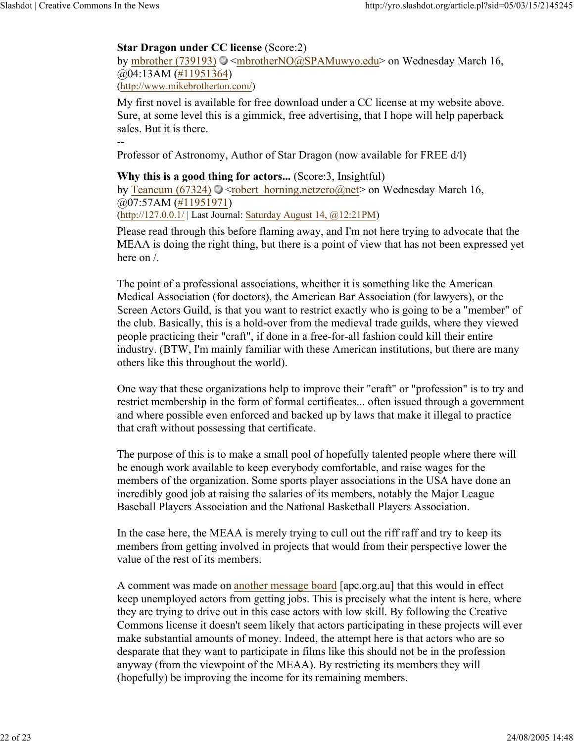**Star Dragon under CC license** (Score:2)
by mbrother (739193) <mbrotherNO@SPAMuwyo.edu> on Wednesday March 16, @04:13AM (#11951364)
(http://www.mikebrotherton.com/)

My first novel is available for free download under a CC license at my website above. Sure, at some level this is a gimmick, free advertising, that I hope will help paperback sales. But it is there.

--
Professor of Astronomy, Author of Star Dragon (now available for FREE d/l)

**Why this is a good thing for actors...** (Score:3, Insightful)
by Teancum (67324) <robert_horning.netzero@net> on Wednesday March 16, @07:57AM (#11951971)
(http://127.0.0.1/ | Last Journal: Saturday August 14, @12:21PM)

Please read through this before flaming away, and I'm not here trying to advocate that the MEAA is doing the right thing, but there is a point of view that has not been expressed yet here on /.

The point of a professional associations, wheither it is something like the American Medical Association (for doctors), the American Bar Association (for lawyers), or the Screen Actors Guild, is that you want to restrict exactly who is going to be a "member" of the club. Basically, this is a hold-over from the medieval trade guilds, where they viewed people practicing their "craft", if done in a free-for-all fashion could kill their entire industry. (BTW, I'm mainly familiar with these American institutions, but there are many others like this throughout the world).

One way that these organizations help to improve their "craft" or "profession" is to try and restrict membership in the form of formal certificates... often issued through a government and where possible even enforced and backed up by laws that make it illegal to practice that craft without possessing that certificate.

The purpose of this is to make a small pool of hopefully talented people where there will be enough work available to keep everybody comfortable, and raise wages for the members of the organization. Some sports player associations in the USA have done an incredibly good job at raising the salaries of its members, notably the Major League Baseball Players Association and the National Basketball Players Association.

In the case here, the MEAA is merely trying to cull out the riff raff and try to keep its members from getting involved in projects that would from their perspective lower the value of the rest of its members.

A comment was made on another message board [apc.org.au] that this would in effect keep unemployed actors from getting jobs. This is precisely what the intent is here, where they are trying to drive out in this case actors with low skill. By following the Creative Commons license it doesn't seem likely that actors participating in these projects will ever make substantial amounts of money. Indeed, the attempt here is that actors who are so desparate that they want to participate in films like this should not be in the profession anyway (from the viewpoint of the MEAA). By restricting its members they will (hopefully) be improving the income for its remaining members.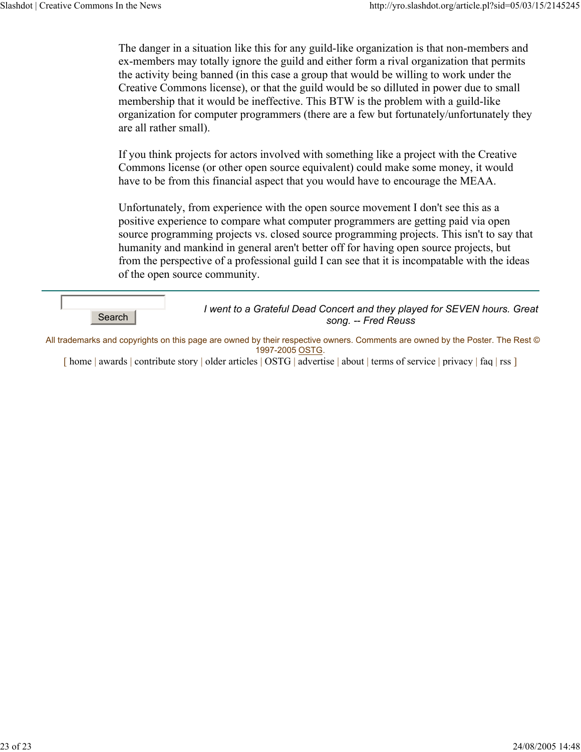The danger in a situation like this for any guild-like organization is that non-members and ex-members may totally ignore the guild and either form a rival organization that permits the activity being banned (in this case a group that would be willing to work under the Creative Commons license), or that the guild would be so dilluted in power due to small membership that it would be ineffective. This BTW is the problem with a guild-like organization for computer programmers (there are a few but fortunately/unfortunately they are all rather small).

If you think projects for actors involved with something like a project with the Creative Commons license (or other open source equivalent) could make some money, it would have to be from this financial aspect that you would have to encourage the MEAA.

Unfortunately, from experience with the open source movement I don't see this as a positive experience to compare what computer programmers are getting paid via open source programming projects vs. closed source programming projects. This isn't to say that humanity and mankind in general aren't better off for having open source projects, but from the perspective of a professional guild I can see that it is incompatable with the ideas of the open source community.

---

Search

*I went to a Grateful Dead Concert and they played for SEVEN hours. Great song. -- Fred Reuss*

All trademarks and copyrights on this page are owned by their respective owners. Comments are owned by the Poster. The Rest © 1997-2005 OSTG.

[ home | awards | contribute story | older articles | OSTG | advertise | about | terms of service | privacy | faq | rss ]